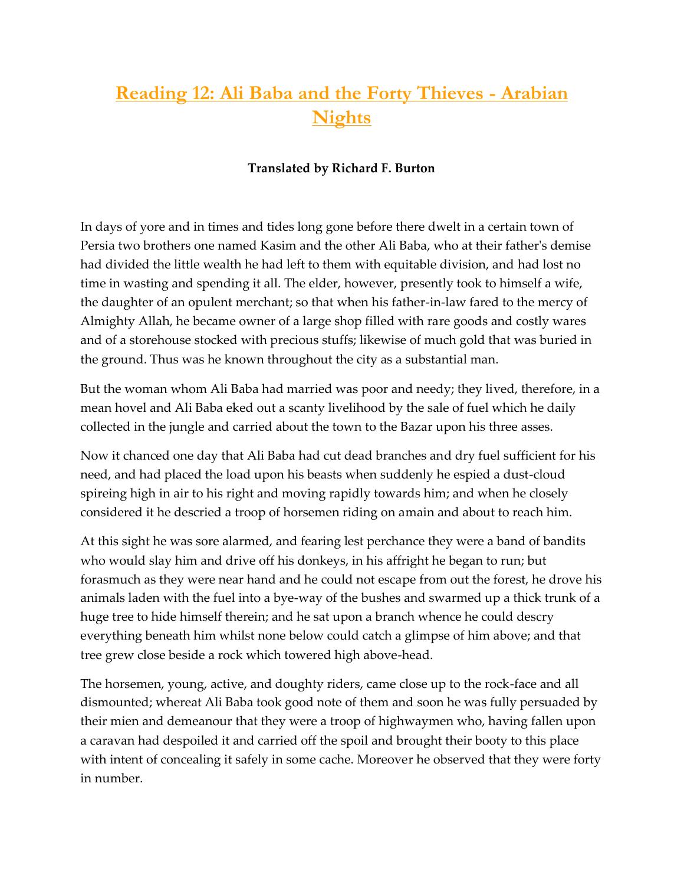# Reading 12: Ali Baba and the Forty Thieves - Arabian Nights

**Translated by Richard F. Burton**

In days of yore and in times and tides long gone before there dwelt in a certain town of Persia two brothers one named Kasim and the other Ali Baba, who at their father's demise had divided the little wealth he had left to them with equitable division, and had lost no time in wasting and spending it all. The elder, however, presently took to himself a wife, the daughter of an opulent merchant; so that when his father-in-law fared to the mercy of Almighty Allah, he became owner of a large shop filled with rare goods and costly wares and of a storehouse stocked with precious stuffs; likewise of much gold that was buried in the ground. Thus was he known throughout the city as a substantial man.

But the woman whom Ali Baba had married was poor and needy; they lived, therefore, in a mean hovel and Ali Baba eked out a scanty livelihood by the sale of fuel which he daily collected in the jungle and carried about the town to the Bazar upon his three asses.

Now it chanced one day that Ali Baba had cut dead branches and dry fuel sufficient for his need, and had placed the load upon his beasts when suddenly he espied a dust-cloud spireing high in air to his right and moving rapidly towards him; and when he closely considered it he descried a troop of horsemen riding on amain and about to reach him.

At this sight he was sore alarmed, and fearing lest perchance they were a band of bandits who would slay him and drive off his donkeys, in his affright he began to run; but forasmuch as they were near hand and he could not escape from out the forest, he drove his animals laden with the fuel into a bye-way of the bushes and swarmed up a thick trunk of a huge tree to hide himself therein; and he sat upon a branch whence he could descry everything beneath him whilst none below could catch a glimpse of him above; and that tree grew close beside a rock which towered high above-head.

The horsemen, young, active, and doughty riders, came close up to the rock-face and all dismounted; whereat Ali Baba took good note of them and soon he was fully persuaded by their mien and demeanour that they were a troop of highwaymen who, having fallen upon a caravan had despoiled it and carried off the spoil and brought their booty to this place with intent of concealing it safely in some cache. Moreover he observed that they were forty in number.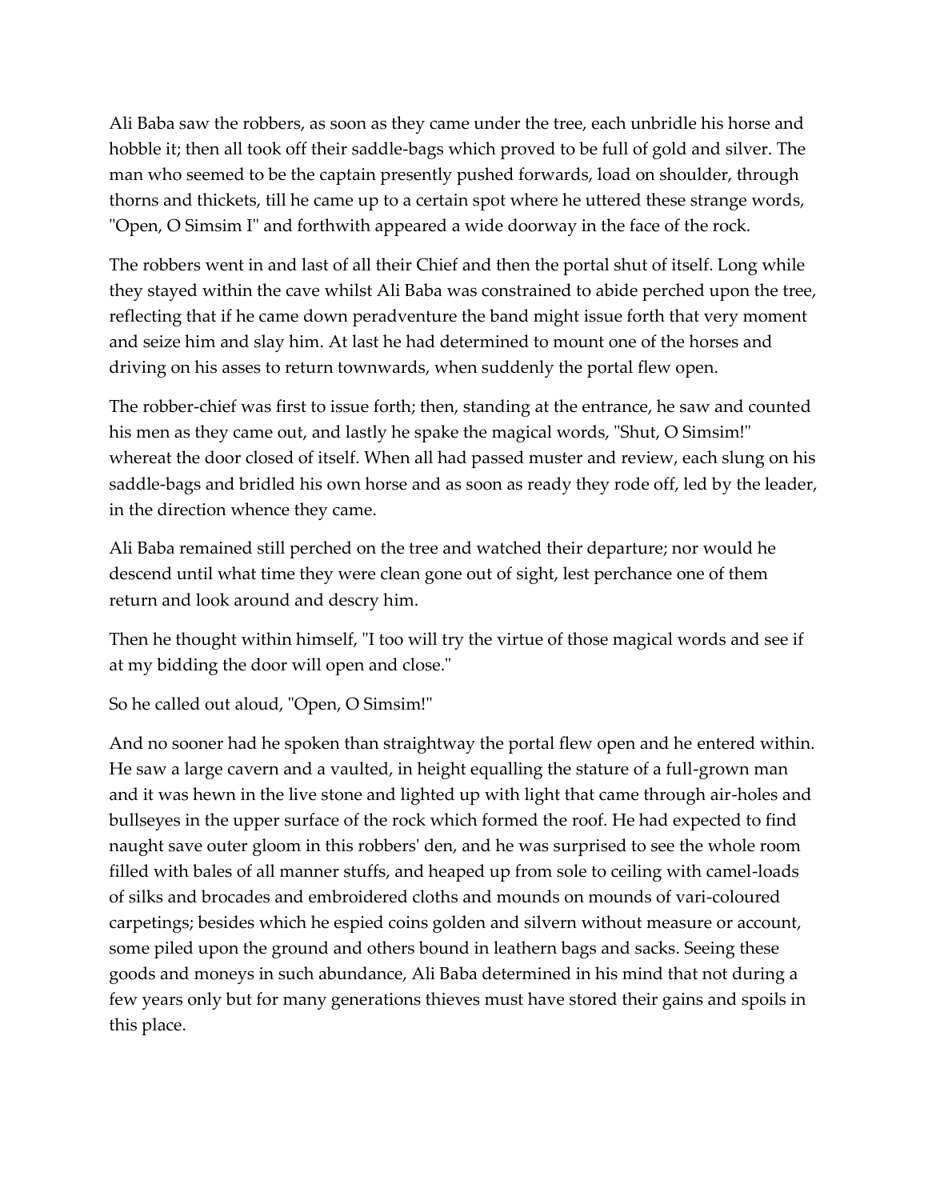Ali Baba saw the robbers, as soon as they came under the tree, each unbridle his horse and hobble it; then all took off their saddle-bags which proved to be full of gold and silver. The man who seemed to be the captain presently pushed forwards, load on shoulder, through thorns and thickets, till he came up to a certain spot where he uttered these strange words, "Open, O Simsim I" and forthwith appeared a wide doorway in the face of the rock.

The robbers went in and last of all their Chief and then the portal shut of itself. Long while they stayed within the cave whilst Ali Baba was constrained to abide perched upon the tree, reflecting that if he came down peradventure the band might issue forth that very moment and seize him and slay him. At last he had determined to mount one of the horses and driving on his asses to return townwards, when suddenly the portal flew open.

The robber-chief was first to issue forth; then, standing at the entrance, he saw and counted his men as they came out, and lastly he spake the magical words, "Shut, O Simsim!" whereat the door closed of itself. When all had passed muster and review, each slung on his saddle-bags and bridled his own horse and as soon as ready they rode off, led by the leader, in the direction whence they came.

Ali Baba remained still perched on the tree and watched their departure; nor would he descend until what time they were clean gone out of sight, lest perchance one of them return and look around and descry him.

Then he thought within himself, "I too will try the virtue of those magical words and see if at my bidding the door will open and close."

So he called out aloud, "Open, O Simsim!"

And no sooner had he spoken than straightway the portal flew open and he entered within. He saw a large cavern and a vaulted, in height equalling the stature of a full-grown man and it was hewn in the live stone and lighted up with light that came through air-holes and bullseyes in the upper surface of the rock which formed the roof. He had expected to find naught save outer gloom in this robbers' den, and he was surprised to see the whole room filled with bales of all manner stuffs, and heaped up from sole to ceiling with camel-loads of silks and brocades and embroidered cloths and mounds on mounds of vari-coloured carpetings; besides which he espied coins golden and silvern without measure or account, some piled upon the ground and others bound in leathern bags and sacks. Seeing these goods and moneys in such abundance, Ali Baba determined in his mind that not during a few years only but for many generations thieves must have stored their gains and spoils in this place.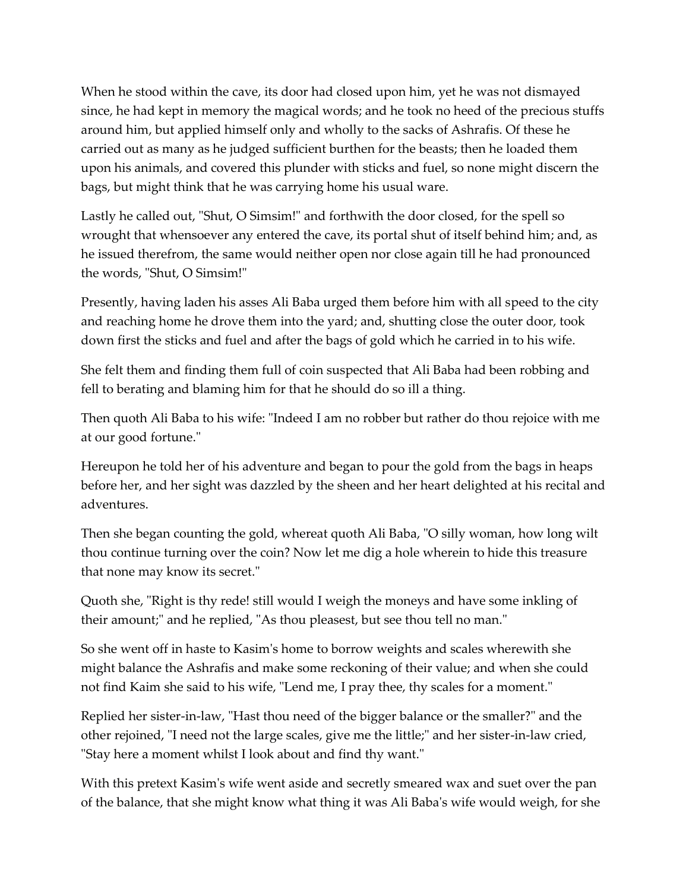When he stood within the cave, its door had closed upon him, yet he was not dismayed since, he had kept in memory the magical words; and he took no heed of the precious stuffs around him, but applied himself only and wholly to the sacks of Ashrafis. Of these he carried out as many as he judged sufficient burthen for the beasts; then he loaded them upon his animals, and covered this plunder with sticks and fuel, so none might discern the bags, but might think that he was carrying home his usual ware.

Lastly he called out, "Shut, O Simsim!" and forthwith the door closed, for the spell so wrought that whensoever any entered the cave, its portal shut of itself behind him; and, as he issued therefrom, the same would neither open nor close again till he had pronounced the words, "Shut, O Simsim!"

Presently, having laden his asses Ali Baba urged them before him with all speed to the city and reaching home he drove them into the yard; and, shutting close the outer door, took down first the sticks and fuel and after the bags of gold which he carried in to his wife.

She felt them and finding them full of coin suspected that Ali Baba had been robbing and fell to berating and blaming him for that he should do so ill a thing.

Then quoth Ali Baba to his wife: "Indeed I am no robber but rather do thou rejoice with me at our good fortune."

Hereupon he told her of his adventure and began to pour the gold from the bags in heaps before her, and her sight was dazzled by the sheen and her heart delighted at his recital and adventures.

Then she began counting the gold, whereat quoth Ali Baba, "O silly woman, how long wilt thou continue turning over the coin? Now let me dig a hole wherein to hide this treasure that none may know its secret."

Quoth she, "Right is thy rede! still would I weigh the moneys and have some inkling of their amount;" and he replied, "As thou pleasest, but see thou tell no man."

So she went off in haste to Kasim's home to borrow weights and scales wherewith she might balance the Ashrafis and make some reckoning of their value; and when she could not find Kaim she said to his wife, "Lend me, I pray thee, thy scales for a moment."

Replied her sister-in-law, "Hast thou need of the bigger balance or the smaller?" and the other rejoined, "I need not the large scales, give me the little;" and her sister-in-law cried, "Stay here a moment whilst I look about and find thy want."

With this pretext Kasim's wife went aside and secretly smeared wax and suet over the pan of the balance, that she might know what thing it was Ali Baba's wife would weigh, for she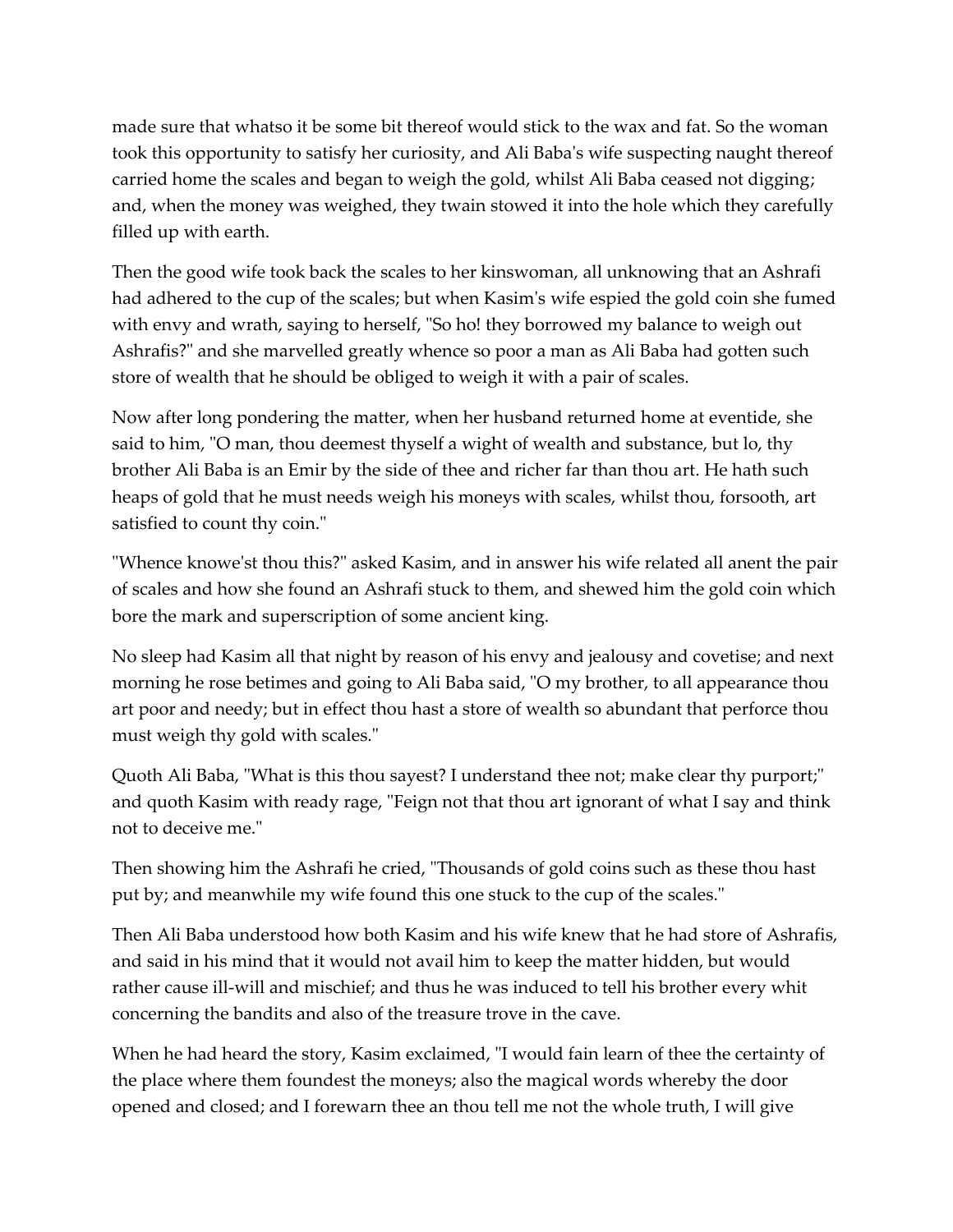made sure that whatso it be some bit thereof would stick to the wax and fat. So the woman took this opportunity to satisfy her curiosity, and Ali Baba's wife suspecting naught thereof carried home the scales and began to weigh the gold, whilst Ali Baba ceased not digging; and, when the money was weighed, they twain stowed it into the hole which they carefully filled up with earth.

Then the good wife took back the scales to her kinswoman, all unknowing that an Ashrafi had adhered to the cup of the scales; but when Kasim's wife espied the gold coin she fumed with envy and wrath, saying to herself, "So ho! they borrowed my balance to weigh out Ashrafis?" and she marvelled greatly whence so poor a man as Ali Baba had gotten such store of wealth that he should be obliged to weigh it with a pair of scales.

Now after long pondering the matter, when her husband returned home at eventide, she said to him, "O man, thou deemest thyself a wight of wealth and substance, but lo, thy brother Ali Baba is an Emir by the side of thee and richer far than thou art. He hath such heaps of gold that he must needs weigh his moneys with scales, whilst thou, forsooth, art satisfied to count thy coin."

"Whence knowe'st thou this?" asked Kasim, and in answer his wife related all anent the pair of scales and how she found an Ashrafi stuck to them, and shewed him the gold coin which bore the mark and superscription of some ancient king.

No sleep had Kasim all that night by reason of his envy and jealousy and covetise; and next morning he rose betimes and going to Ali Baba said, "O my brother, to all appearance thou art poor and needy; but in effect thou hast a store of wealth so abundant that perforce thou must weigh thy gold with scales."

Quoth Ali Baba, "What is this thou sayest? I understand thee not; make clear thy purport;" and quoth Kasim with ready rage, "Feign not that thou art ignorant of what I say and think not to deceive me."

Then showing him the Ashrafi he cried, "Thousands of gold coins such as these thou hast put by; and meanwhile my wife found this one stuck to the cup of the scales."

Then Ali Baba understood how both Kasim and his wife knew that he had store of Ashrafis, and said in his mind that it would not avail him to keep the matter hidden, but would rather cause ill-will and mischief; and thus he was induced to tell his brother every whit concerning the bandits and also of the treasure trove in the cave.

When he had heard the story, Kasim exclaimed, "I would fain learn of thee the certainty of the place where them foundest the moneys; also the magical words whereby the door opened and closed; and I forewarn thee an thou tell me not the whole truth, I will give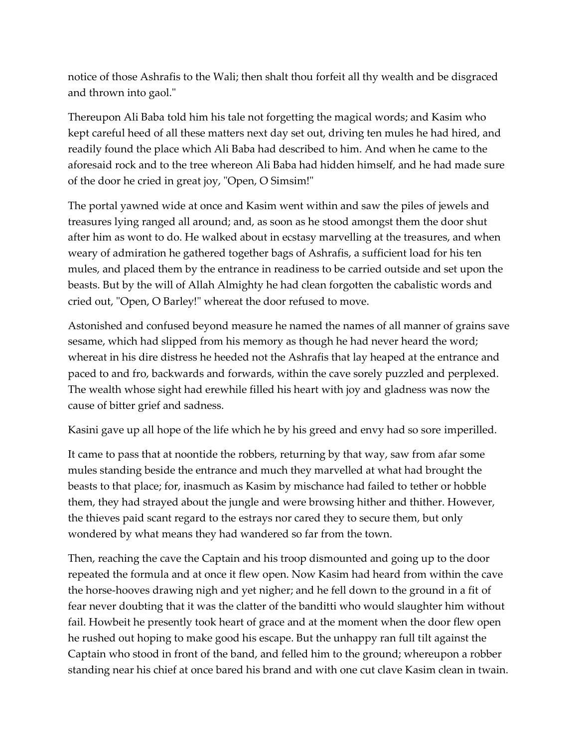notice of those Ashrafis to the Wali; then shalt thou forfeit all thy wealth and be disgraced and thrown into gaol."

Thereupon Ali Baba told him his tale not forgetting the magical words; and Kasim who kept careful heed of all these matters next day set out, driving ten mules he had hired, and readily found the place which Ali Baba had described to him. And when he came to the aforesaid rock and to the tree whereon Ali Baba had hidden himself, and he had made sure of the door he cried in great joy, "Open, O Simsim!"

The portal yawned wide at once and Kasim went within and saw the piles of jewels and treasures lying ranged all around; and, as soon as he stood amongst them the door shut after him as wont to do. He walked about in ecstasy marvelling at the treasures, and when weary of admiration he gathered together bags of Ashrafis, a sufficient load for his ten mules, and placed them by the entrance in readiness to be carried outside and set upon the beasts. But by the will of Allah Almighty he had clean forgotten the cabalistic words and cried out, "Open, O Barley!" whereat the door refused to move.

Astonished and confused beyond measure he named the names of all manner of grains save sesame, which had slipped from his memory as though he had never heard the word; whereat in his dire distress he heeded not the Ashrafis that lay heaped at the entrance and paced to and fro, backwards and forwards, within the cave sorely puzzled and perplexed. The wealth whose sight had erewhile filled his heart with joy and gladness was now the cause of bitter grief and sadness.

Kasini gave up all hope of the life which he by his greed and envy had so sore imperilled.

It came to pass that at noontide the robbers, returning by that way, saw from afar some mules standing beside the entrance and much they marvelled at what had brought the beasts to that place; for, inasmuch as Kasim by mischance had failed to tether or hobble them, they had strayed about the jungle and were browsing hither and thither. However, the thieves paid scant regard to the estrays nor cared they to secure them, but only wondered by what means they had wandered so far from the town.

Then, reaching the cave the Captain and his troop dismounted and going up to the door repeated the formula and at once it flew open. Now Kasim had heard from within the cave the horse-hooves drawing nigh and yet nigher; and he fell down to the ground in a fit of fear never doubting that it was the clatter of the banditti who would slaughter him without fail. Howbeit he presently took heart of grace and at the moment when the door flew open he rushed out hoping to make good his escape. But the unhappy ran full tilt against the Captain who stood in front of the band, and felled him to the ground; whereupon a robber standing near his chief at once bared his brand and with one cut clave Kasim clean in twain.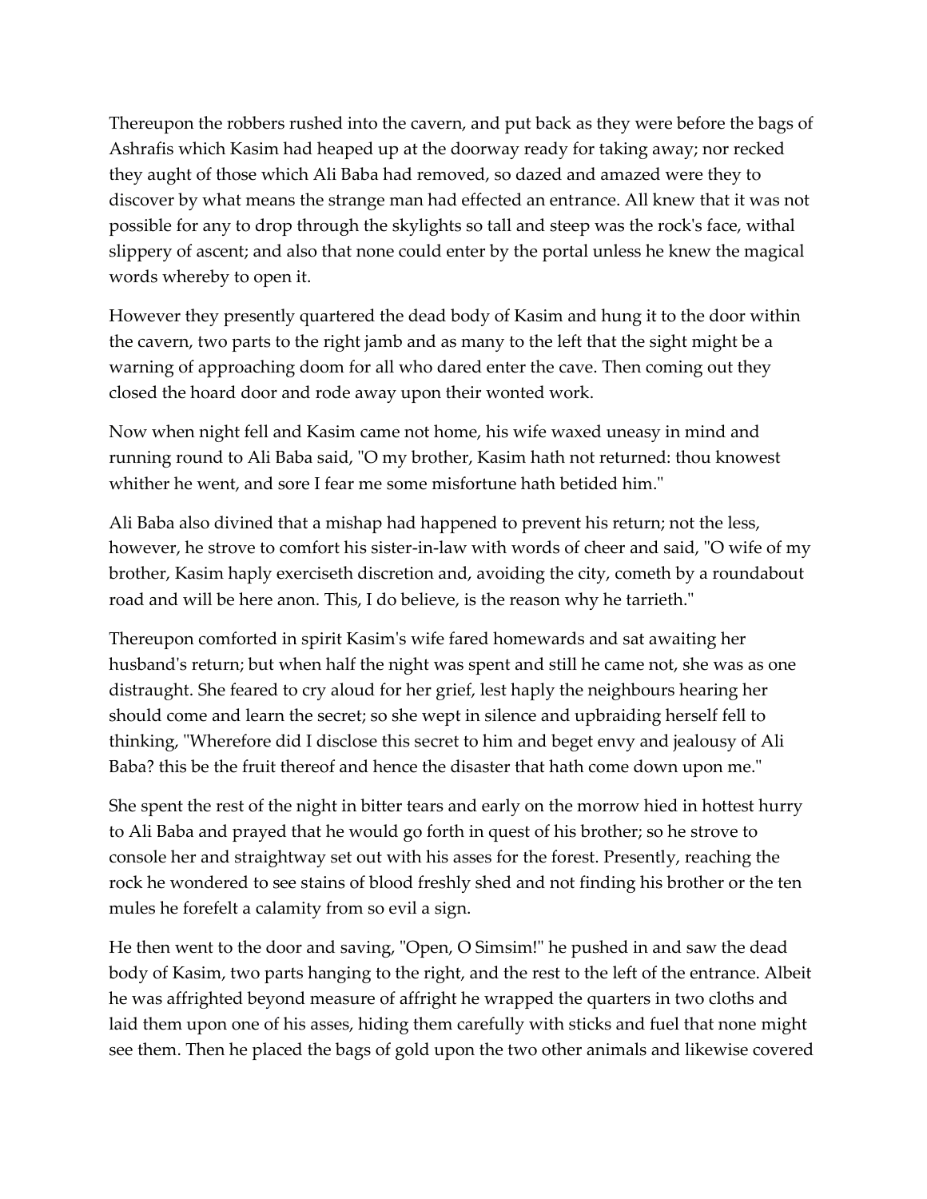Thereupon the robbers rushed into the cavern, and put back as they were before the bags of Ashrafis which Kasim had heaped up at the doorway ready for taking away; nor recked they aught of those which Ali Baba had removed, so dazed and amazed were they to discover by what means the strange man had effected an entrance. All knew that it was not possible for any to drop through the skylights so tall and steep was the rock's face, withal slippery of ascent; and also that none could enter by the portal unless he knew the magical words whereby to open it.

However they presently quartered the dead body of Kasim and hung it to the door within the cavern, two parts to the right jamb and as many to the left that the sight might be a warning of approaching doom for all who dared enter the cave. Then coming out they closed the hoard door and rode away upon their wonted work.

Now when night fell and Kasim came not home, his wife waxed uneasy in mind and running round to Ali Baba said, "O my brother, Kasim hath not returned: thou knowest whither he went, and sore I fear me some misfortune hath betided him."

Ali Baba also divined that a mishap had happened to prevent his return; not the less, however, he strove to comfort his sister-in-law with words of cheer and said, "O wife of my brother, Kasim haply exerciseth discretion and, avoiding the city, cometh by a roundabout road and will be here anon. This, I do believe, is the reason why he tarrieth."

Thereupon comforted in spirit Kasim's wife fared homewards and sat awaiting her husband's return; but when half the night was spent and still he came not, she was as one distraught. She feared to cry aloud for her grief, lest haply the neighbours hearing her should come and learn the secret; so she wept in silence and upbraiding herself fell to thinking, "Wherefore did I disclose this secret to him and beget envy and jealousy of Ali Baba? this be the fruit thereof and hence the disaster that hath come down upon me."

She spent the rest of the night in bitter tears and early on the morrow hied in hottest hurry to Ali Baba and prayed that he would go forth in quest of his brother; so he strove to console her and straightway set out with his asses for the forest. Presently, reaching the rock he wondered to see stains of blood freshly shed and not finding his brother or the ten mules he forefelt a calamity from so evil a sign.

He then went to the door and saving, "Open, O Simsim!" he pushed in and saw the dead body of Kasim, two parts hanging to the right, and the rest to the left of the entrance. Albeit he was affrighted beyond measure of affright he wrapped the quarters in two cloths and laid them upon one of his asses, hiding them carefully with sticks and fuel that none might see them. Then he placed the bags of gold upon the two other animals and likewise covered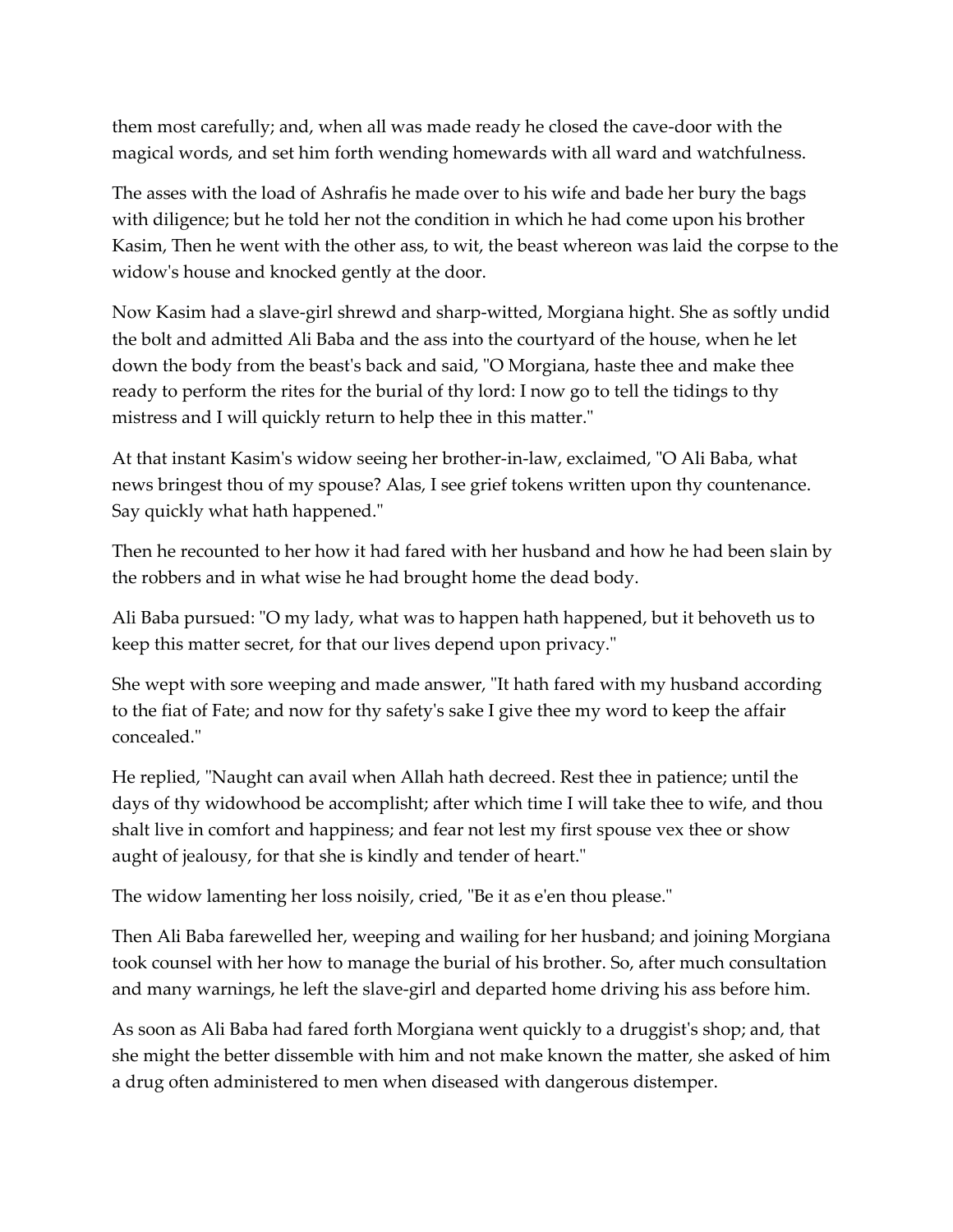them most carefully; and, when all was made ready he closed the cave-door with the magical words, and set him forth wending homewards with all ward and watchfulness.

The asses with the load of Ashrafis he made over to his wife and bade her bury the bags with diligence; but he told her not the condition in which he had come upon his brother Kasim, Then he went with the other ass, to wit, the beast whereon was laid the corpse to the widow's house and knocked gently at the door.

Now Kasim had a slave-girl shrewd and sharp-witted, Morgiana hight. She as softly undid the bolt and admitted Ali Baba and the ass into the courtyard of the house, when he let down the body from the beast's back and said, "O Morgiana, haste thee and make thee ready to perform the rites for the burial of thy lord: I now go to tell the tidings to thy mistress and I will quickly return to help thee in this matter."

At that instant Kasim's widow seeing her brother-in-law, exclaimed, "O Ali Baba, what news bringest thou of my spouse? Alas, I see grief tokens written upon thy countenance. Say quickly what hath happened."

Then he recounted to her how it had fared with her husband and how he had been slain by the robbers and in what wise he had brought home the dead body.

Ali Baba pursued: "O my lady, what was to happen hath happened, but it behoveth us to keep this matter secret, for that our lives depend upon privacy."

She wept with sore weeping and made answer, "It hath fared with my husband according to the fiat of Fate; and now for thy safety's sake I give thee my word to keep the affair concealed."

He replied, "Naught can avail when Allah hath decreed. Rest thee in patience; until the days of thy widowhood be accomplisht; after which time I will take thee to wife, and thou shalt live in comfort and happiness; and fear not lest my first spouse vex thee or show aught of jealousy, for that she is kindly and tender of heart."

The widow lamenting her loss noisily, cried, "Be it as e'en thou please."

Then Ali Baba farewelled her, weeping and wailing for her husband; and joining Morgiana took counsel with her how to manage the burial of his brother. So, after much consultation and many warnings, he left the slave-girl and departed home driving his ass before him.

As soon as Ali Baba had fared forth Morgiana went quickly to a druggist's shop; and, that she might the better dissemble with him and not make known the matter, she asked of him a drug often administered to men when diseased with dangerous distemper.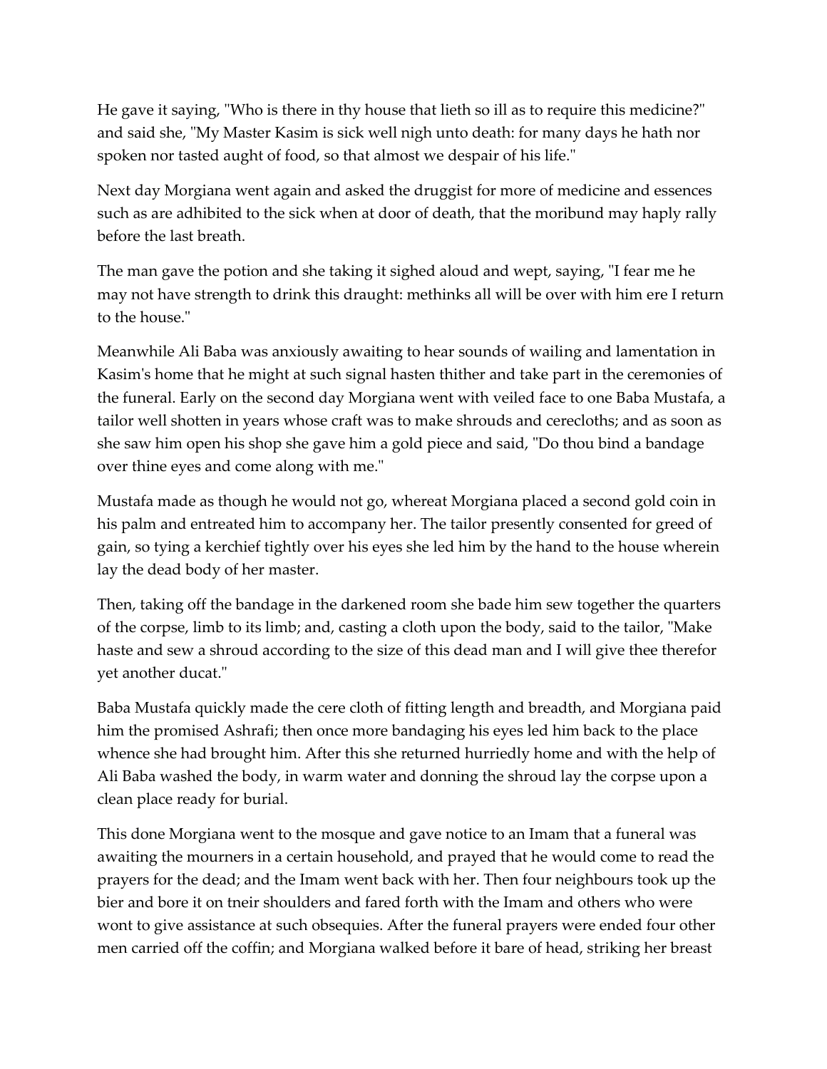He gave it saying, "Who is there in thy house that lieth so ill as to require this medicine?" and said she, "My Master Kasim is sick well nigh unto death: for many days he hath nor spoken nor tasted aught of food, so that almost we despair of his life."

Next day Morgiana went again and asked the druggist for more of medicine and essences such as are adhibited to the sick when at door of death, that the moribund may haply rally before the last breath.

The man gave the potion and she taking it sighed aloud and wept, saying, "I fear me he may not have strength to drink this draught: methinks all will be over with him ere I return to the house."

Meanwhile Ali Baba was anxiously awaiting to hear sounds of wailing and lamentation in Kasim's home that he might at such signal hasten thither and take part in the ceremonies of the funeral. Early on the second day Morgiana went with veiled face to one Baba Mustafa, a tailor well shotten in years whose craft was to make shrouds and cerecloths; and as soon as she saw him open his shop she gave him a gold piece and said, "Do thou bind a bandage over thine eyes and come along with me."

Mustafa made as though he would not go, whereat Morgiana placed a second gold coin in his palm and entreated him to accompany her. The tailor presently consented for greed of gain, so tying a kerchief tightly over his eyes she led him by the hand to the house wherein lay the dead body of her master.

Then, taking off the bandage in the darkened room she bade him sew together the quarters of the corpse, limb to its limb; and, casting a cloth upon the body, said to the tailor, "Make haste and sew a shroud according to the size of this dead man and I will give thee therefor yet another ducat."

Baba Mustafa quickly made the cere cloth of fitting length and breadth, and Morgiana paid him the promised Ashrafi; then once more bandaging his eyes led him back to the place whence she had brought him. After this she returned hurriedly home and with the help of Ali Baba washed the body, in warm water and donning the shroud lay the corpse upon a clean place ready for burial.

This done Morgiana went to the mosque and gave notice to an Imam that a funeral was awaiting the mourners in a certain household, and prayed that he would come to read the prayers for the dead; and the Imam went back with her. Then four neighbours took up the bier and bore it on tneir shoulders and fared forth with the Imam and others who were wont to give assistance at such obsequies. After the funeral prayers were ended four other men carried off the coffin; and Morgiana walked before it bare of head, striking her breast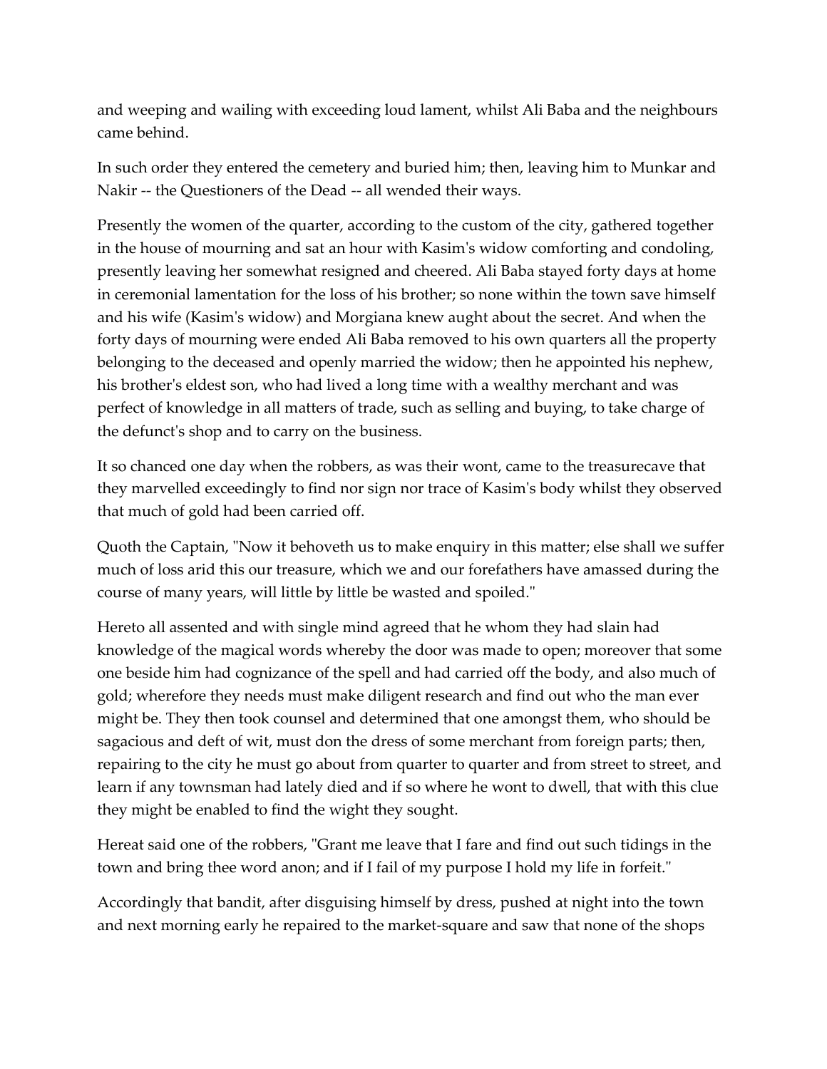and weeping and wailing with exceeding loud lament, whilst Ali Baba and the neighbours came behind.

In such order they entered the cemetery and buried him; then, leaving him to Munkar and Nakir -- the Questioners of the Dead -- all wended their ways.

Presently the women of the quarter, according to the custom of the city, gathered together in the house of mourning and sat an hour with Kasim's widow comforting and condoling, presently leaving her somewhat resigned and cheered. Ali Baba stayed forty days at home in ceremonial lamentation for the loss of his brother; so none within the town save himself and his wife (Kasim's widow) and Morgiana knew aught about the secret. And when the forty days of mourning were ended Ali Baba removed to his own quarters all the property belonging to the deceased and openly married the widow; then he appointed his nephew, his brother's eldest son, who had lived a long time with a wealthy merchant and was perfect of knowledge in all matters of trade, such as selling and buying, to take charge of the defunct's shop and to carry on the business.

It so chanced one day when the robbers, as was their wont, came to the treasurecave that they marvelled exceedingly to find nor sign nor trace of Kasim's body whilst they observed that much of gold had been carried off.

Quoth the Captain, "Now it behoveth us to make enquiry in this matter; else shall we suffer much of loss arid this our treasure, which we and our forefathers have amassed during the course of many years, will little by little be wasted and spoiled."

Hereto all assented and with single mind agreed that he whom they had slain had knowledge of the magical words whereby the door was made to open; moreover that some one beside him had cognizance of the spell and had carried off the body, and also much of gold; wherefore they needs must make diligent research and find out who the man ever might be. They then took counsel and determined that one amongst them, who should be sagacious and deft of wit, must don the dress of some merchant from foreign parts; then, repairing to the city he must go about from quarter to quarter and from street to street, and learn if any townsman had lately died and if so where he wont to dwell, that with this clue they might be enabled to find the wight they sought.

Hereat said one of the robbers, "Grant me leave that I fare and find out such tidings in the town and bring thee word anon; and if I fail of my purpose I hold my life in forfeit."

Accordingly that bandit, after disguising himself by dress, pushed at night into the town and next morning early he repaired to the market-square and saw that none of the shops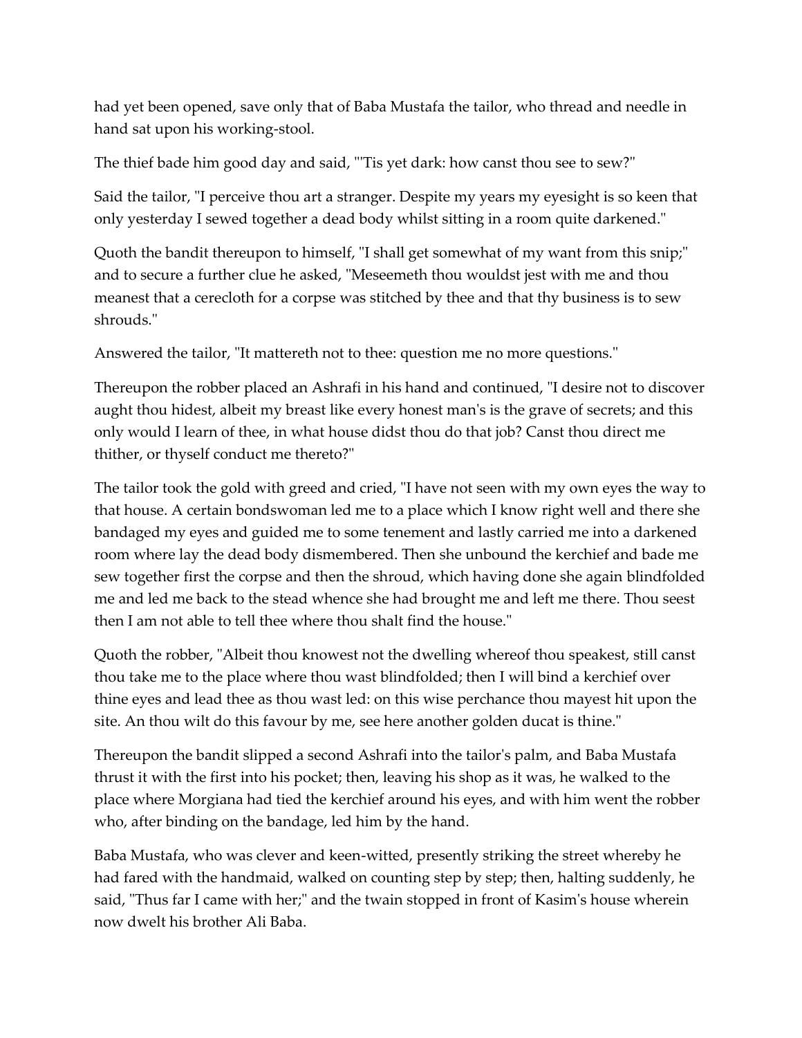had yet been opened, save only that of Baba Mustafa the tailor, who thread and needle in hand sat upon his working-stool.

The thief bade him good day and said, "'Tis yet dark: how canst thou see to sew?"

Said the tailor, "I perceive thou art a stranger. Despite my years my eyesight is so keen that only yesterday I sewed together a dead body whilst sitting in a room quite darkened."

Quoth the bandit thereupon to himself, "I shall get somewhat of my want from this snip;" and to secure a further clue he asked, "Meseemeth thou wouldst jest with me and thou meanest that a cerecloth for a corpse was stitched by thee and that thy business is to sew shrouds."

Answered the tailor, "It mattereth not to thee: question me no more questions."

Thereupon the robber placed an Ashrafi in his hand and continued, "I desire not to discover aught thou hidest, albeit my breast like every honest man's is the grave of secrets; and this only would I learn of thee, in what house didst thou do that job? Canst thou direct me thither, or thyself conduct me thereto?"

The tailor took the gold with greed and cried, "I have not seen with my own eyes the way to that house. A certain bondswoman led me to a place which I know right well and there she bandaged my eyes and guided me to some tenement and lastly carried me into a darkened room where lay the dead body dismembered. Then she unbound the kerchief and bade me sew together first the corpse and then the shroud, which having done she again blindfolded me and led me back to the stead whence she had brought me and left me there. Thou seest then I am not able to tell thee where thou shalt find the house."

Quoth the robber, "Albeit thou knowest not the dwelling whereof thou speakest, still canst thou take me to the place where thou wast blindfolded; then I will bind a kerchief over thine eyes and lead thee as thou wast led: on this wise perchance thou mayest hit upon the site. An thou wilt do this favour by me, see here another golden ducat is thine."

Thereupon the bandit slipped a second Ashrafi into the tailor's palm, and Baba Mustafa thrust it with the first into his pocket; then, leaving his shop as it was, he walked to the place where Morgiana had tied the kerchief around his eyes, and with him went the robber who, after binding on the bandage, led him by the hand.

Baba Mustafa, who was clever and keen-witted, presently striking the street whereby he had fared with the handmaid, walked on counting step by step; then, halting suddenly, he said, "Thus far I came with her;" and the twain stopped in front of Kasim's house wherein now dwelt his brother Ali Baba.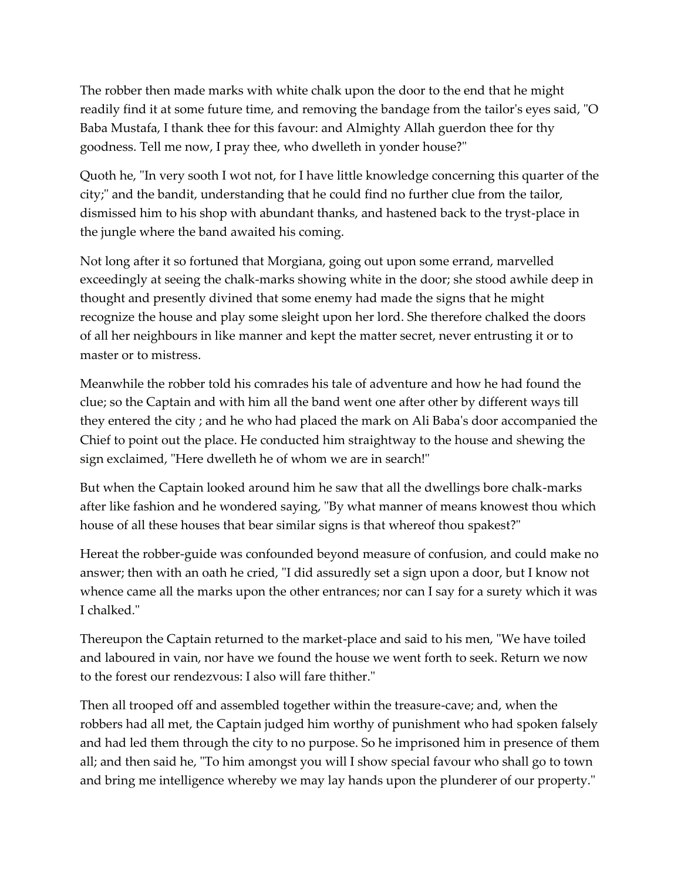The robber then made marks with white chalk upon the door to the end that he might readily find it at some future time, and removing the bandage from the tailor's eyes said, "O Baba Mustafa, I thank thee for this favour: and Almighty Allah guerdon thee for thy goodness. Tell me now, I pray thee, who dwelleth in yonder house?"

Quoth he, "In very sooth I wot not, for I have little knowledge concerning this quarter of the city;" and the bandit, understanding that he could find no further clue from the tailor, dismissed him to his shop with abundant thanks, and hastened back to the tryst-place in the jungle where the band awaited his coming.

Not long after it so fortuned that Morgiana, going out upon some errand, marvelled exceedingly at seeing the chalk-marks showing white in the door; she stood awhile deep in thought and presently divined that some enemy had made the signs that he might recognize the house and play some sleight upon her lord. She therefore chalked the doors of all her neighbours in like manner and kept the matter secret, never entrusting it or to master or to mistress.

Meanwhile the robber told his comrades his tale of adventure and how he had found the clue; so the Captain and with him all the band went one after other by different ways till they entered the city ; and he who had placed the mark on Ali Baba's door accompanied the Chief to point out the place. He conducted him straightway to the house and shewing the sign exclaimed, "Here dwelleth he of whom we are in search!"

But when the Captain looked around him he saw that all the dwellings bore chalk-marks after like fashion and he wondered saying, "By what manner of means knowest thou which house of all these houses that bear similar signs is that whereof thou spakest?"

Hereat the robber-guide was confounded beyond measure of confusion, and could make no answer; then with an oath he cried, "I did assuredly set a sign upon a door, but I know not whence came all the marks upon the other entrances; nor can I say for a surety which it was I chalked."

Thereupon the Captain returned to the market-place and said to his men, "We have toiled and laboured in vain, nor have we found the house we went forth to seek. Return we now to the forest our rendezvous: I also will fare thither."

Then all trooped off and assembled together within the treasure-cave; and, when the robbers had all met, the Captain judged him worthy of punishment who had spoken falsely and had led them through the city to no purpose. So he imprisoned him in presence of them all; and then said he, "To him amongst you will I show special favour who shall go to town and bring me intelligence whereby we may lay hands upon the plunderer of our property."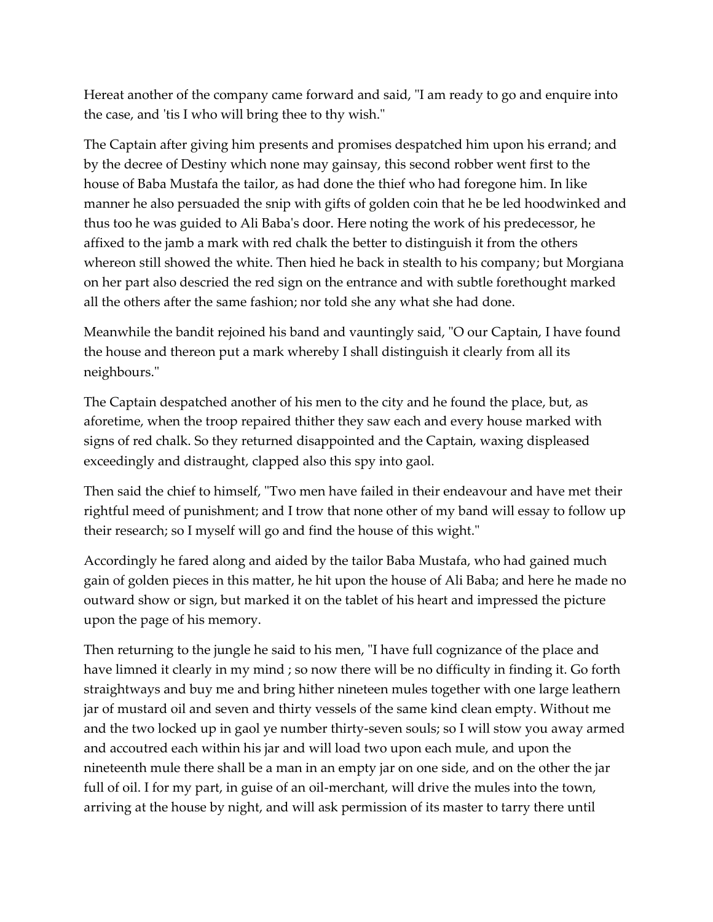Hereat another of the company came forward and said, "I am ready to go and enquire into the case, and 'tis I who will bring thee to thy wish."

The Captain after giving him presents and promises despatched him upon his errand; and by the decree of Destiny which none may gainsay, this second robber went first to the house of Baba Mustafa the tailor, as had done the thief who had foregone him. In like manner he also persuaded the snip with gifts of golden coin that he be led hoodwinked and thus too he was guided to Ali Baba's door. Here noting the work of his predecessor, he affixed to the jamb a mark with red chalk the better to distinguish it from the others whereon still showed the white. Then hied he back in stealth to his company; but Morgiana on her part also descried the red sign on the entrance and with subtle forethought marked all the others after the same fashion; nor told she any what she had done.

Meanwhile the bandit rejoined his band and vauntingly said, "O our Captain, I have found the house and thereon put a mark whereby I shall distinguish it clearly from all its neighbours."

The Captain despatched another of his men to the city and he found the place, but, as aforetime, when the troop repaired thither they saw each and every house marked with signs of red chalk. So they returned disappointed and the Captain, waxing displeased exceedingly and distraught, clapped also this spy into gaol.

Then said the chief to himself, "Two men have failed in their endeavour and have met their rightful meed of punishment; and I trow that none other of my band will essay to follow up their research; so I myself will go and find the house of this wight."

Accordingly he fared along and aided by the tailor Baba Mustafa, who had gained much gain of golden pieces in this matter, he hit upon the house of Ali Baba; and here he made no outward show or sign, but marked it on the tablet of his heart and impressed the picture upon the page of his memory.

Then returning to the jungle he said to his men, "I have full cognizance of the place and have limned it clearly in my mind ; so now there will be no difficulty in finding it. Go forth straightways and buy me and bring hither nineteen mules together with one large leathern jar of mustard oil and seven and thirty vessels of the same kind clean empty. Without me and the two locked up in gaol ye number thirty-seven souls; so I will stow you away armed and accoutred each within his jar and will load two upon each mule, and upon the nineteenth mule there shall be a man in an empty jar on one side, and on the other the jar full of oil. I for my part, in guise of an oil-merchant, will drive the mules into the town, arriving at the house by night, and will ask permission of its master to tarry there until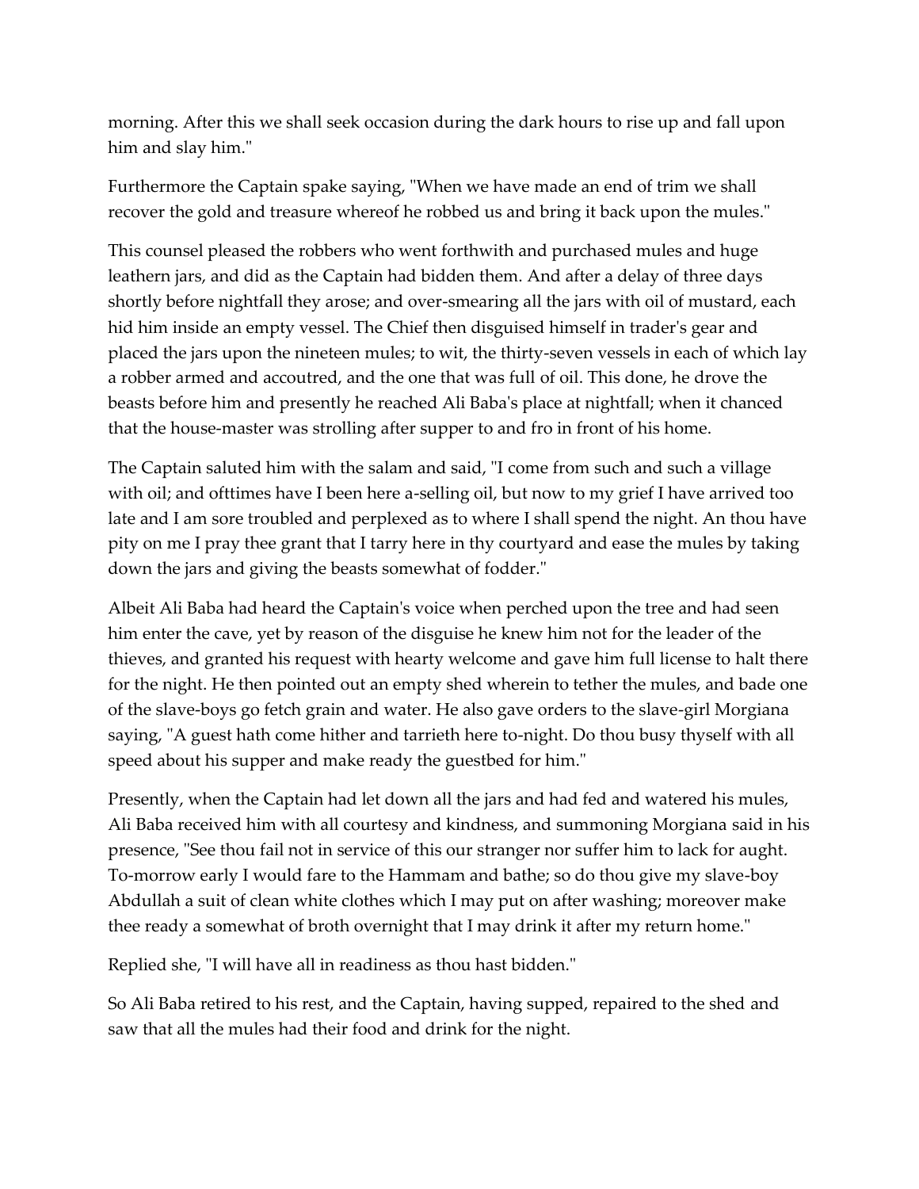morning. After this we shall seek occasion during the dark hours to rise up and fall upon him and slay him."

Furthermore the Captain spake saying, "When we have made an end of trim we shall recover the gold and treasure whereof he robbed us and bring it back upon the mules."

This counsel pleased the robbers who went forthwith and purchased mules and huge leathern jars, and did as the Captain had bidden them. And after a delay of three days shortly before nightfall they arose; and over-smearing all the jars with oil of mustard, each hid him inside an empty vessel. The Chief then disguised himself in trader's gear and placed the jars upon the nineteen mules; to wit, the thirty-seven vessels in each of which lay a robber armed and accoutred, and the one that was full of oil. This done, he drove the beasts before him and presently he reached Ali Baba's place at nightfall; when it chanced that the house-master was strolling after supper to and fro in front of his home.

The Captain saluted him with the salam and said, "I come from such and such a village with oil; and ofttimes have I been here a-selling oil, but now to my grief I have arrived too late and I am sore troubled and perplexed as to where I shall spend the night. An thou have pity on me I pray thee grant that I tarry here in thy courtyard and ease the mules by taking down the jars and giving the beasts somewhat of fodder."

Albeit Ali Baba had heard the Captain's voice when perched upon the tree and had seen him enter the cave, yet by reason of the disguise he knew him not for the leader of the thieves, and granted his request with hearty welcome and gave him full license to halt there for the night. He then pointed out an empty shed wherein to tether the mules, and bade one of the slave-boys go fetch grain and water. He also gave orders to the slave-girl Morgiana saying, "A guest hath come hither and tarrieth here to-night. Do thou busy thyself with all speed about his supper and make ready the guestbed for him."

Presently, when the Captain had let down all the jars and had fed and watered his mules, Ali Baba received him with all courtesy and kindness, and summoning Morgiana said in his presence, "See thou fail not in service of this our stranger nor suffer him to lack for aught. To-morrow early I would fare to the Hammam and bathe; so do thou give my slave-boy Abdullah a suit of clean white clothes which I may put on after washing; moreover make thee ready a somewhat of broth overnight that I may drink it after my return home."

Replied she, "I will have all in readiness as thou hast bidden."

So Ali Baba retired to his rest, and the Captain, having supped, repaired to the shed and saw that all the mules had their food and drink for the night.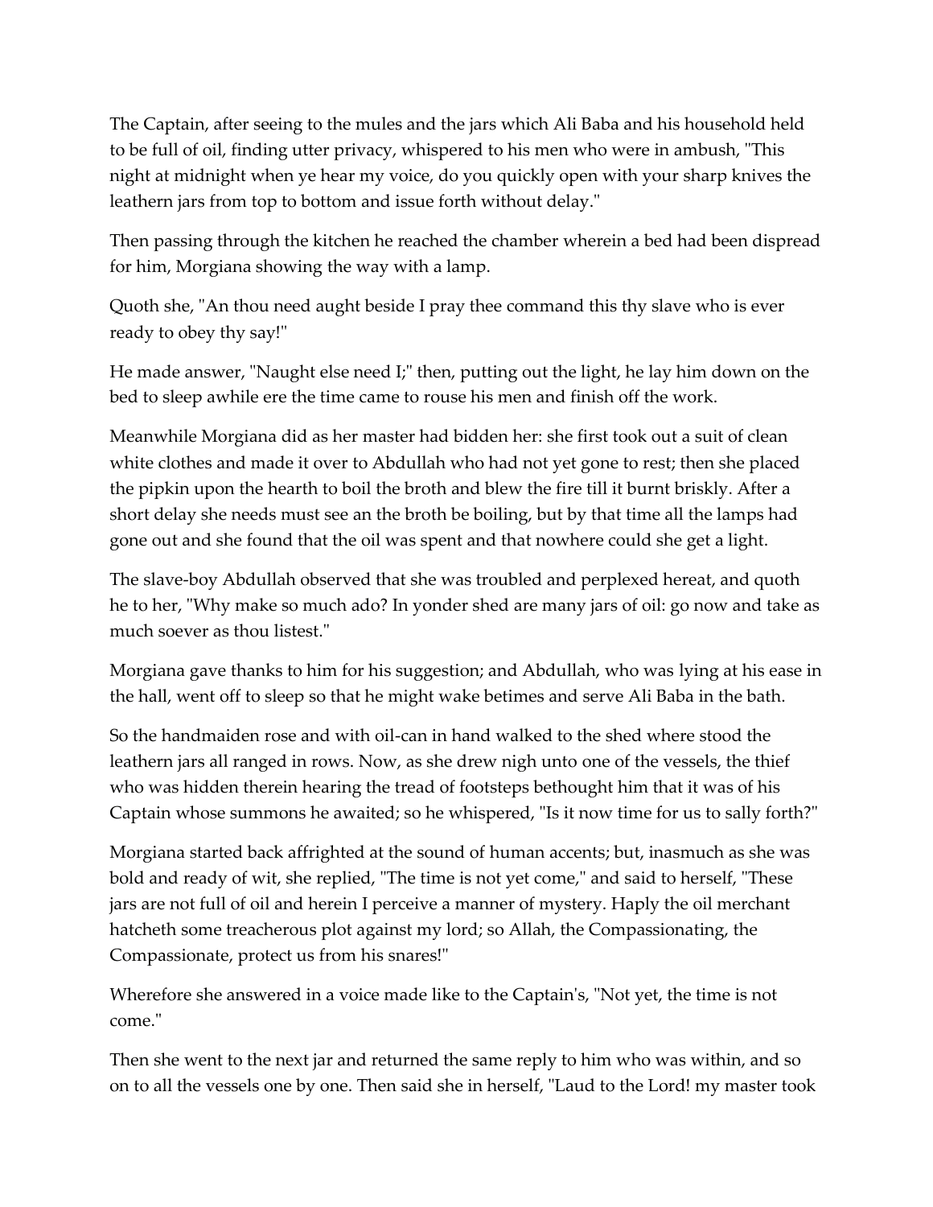The Captain, after seeing to the mules and the jars which Ali Baba and his household held to be full of oil, finding utter privacy, whispered to his men who were in ambush, "This night at midnight when ye hear my voice, do you quickly open with your sharp knives the leathern jars from top to bottom and issue forth without delay."

Then passing through the kitchen he reached the chamber wherein a bed had been dispread for him, Morgiana showing the way with a lamp.

Quoth she, "An thou need aught beside I pray thee command this thy slave who is ever ready to obey thy say!"

He made answer, "Naught else need I;" then, putting out the light, he lay him down on the bed to sleep awhile ere the time came to rouse his men and finish off the work.

Meanwhile Morgiana did as her master had bidden her: she first took out a suit of clean white clothes and made it over to Abdullah who had not yet gone to rest; then she placed the pipkin upon the hearth to boil the broth and blew the fire till it burnt briskly. After a short delay she needs must see an the broth be boiling, but by that time all the lamps had gone out and she found that the oil was spent and that nowhere could she get a light.

The slave-boy Abdullah observed that she was troubled and perplexed hereat, and quoth he to her, "Why make so much ado? In yonder shed are many jars of oil: go now and take as much soever as thou listest."

Morgiana gave thanks to him for his suggestion; and Abdullah, who was lying at his ease in the hall, went off to sleep so that he might wake betimes and serve Ali Baba in the bath.

So the handmaiden rose and with oil-can in hand walked to the shed where stood the leathern jars all ranged in rows. Now, as she drew nigh unto one of the vessels, the thief who was hidden therein hearing the tread of footsteps bethought him that it was of his Captain whose summons he awaited; so he whispered, "Is it now time for us to sally forth?"

Morgiana started back affrighted at the sound of human accents; but, inasmuch as she was bold and ready of wit, she replied, "The time is not yet come," and said to herself, "These jars are not full of oil and herein I perceive a manner of mystery. Haply the oil merchant hatcheth some treacherous plot against my lord; so Allah, the Compassionating, the Compassionate, protect us from his snares!"

Wherefore she answered in a voice made like to the Captain's, "Not yet, the time is not come."

Then she went to the next jar and returned the same reply to him who was within, and so on to all the vessels one by one. Then said she in herself, "Laud to the Lord! my master took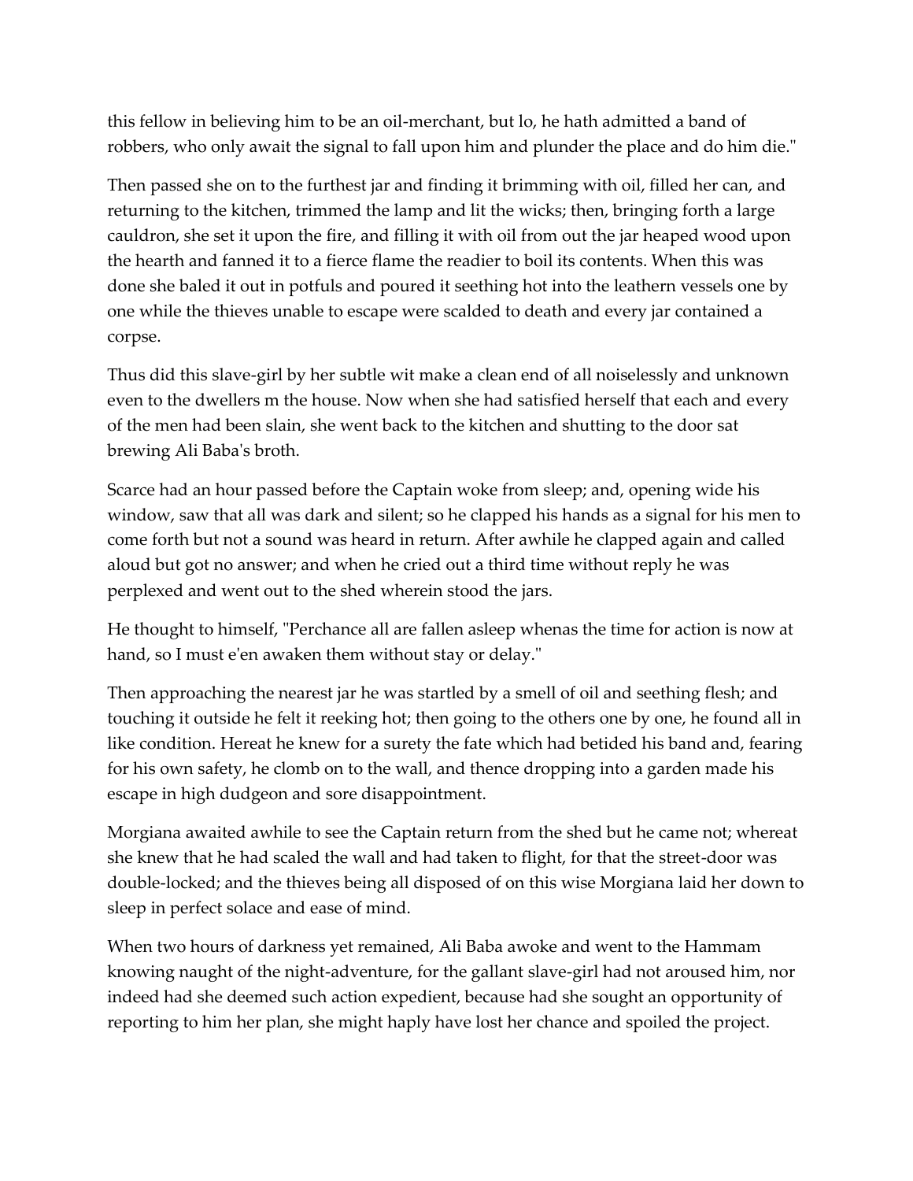this fellow in believing him to be an oil-merchant, but lo, he hath admitted a band of robbers, who only await the signal to fall upon him and plunder the place and do him die."

Then passed she on to the furthest jar and finding it brimming with oil, filled her can, and returning to the kitchen, trimmed the lamp and lit the wicks; then, bringing forth a large cauldron, she set it upon the fire, and filling it with oil from out the jar heaped wood upon the hearth and fanned it to a fierce flame the readier to boil its contents. When this was done she baled it out in potfuls and poured it seething hot into the leathern vessels one by one while the thieves unable to escape were scalded to death and every jar contained a corpse.

Thus did this slave-girl by her subtle wit make a clean end of all noiselessly and unknown even to the dwellers m the house. Now when she had satisfied herself that each and every of the men had been slain, she went back to the kitchen and shutting to the door sat brewing Ali Baba's broth.

Scarce had an hour passed before the Captain woke from sleep; and, opening wide his window, saw that all was dark and silent; so he clapped his hands as a signal for his men to come forth but not a sound was heard in return. After awhile he clapped again and called aloud but got no answer; and when he cried out a third time without reply he was perplexed and went out to the shed wherein stood the jars.

He thought to himself, "Perchance all are fallen asleep whenas the time for action is now at hand, so I must e'en awaken them without stay or delay."

Then approaching the nearest jar he was startled by a smell of oil and seething flesh; and touching it outside he felt it reeking hot; then going to the others one by one, he found all in like condition. Hereat he knew for a surety the fate which had betided his band and, fearing for his own safety, he clomb on to the wall, and thence dropping into a garden made his escape in high dudgeon and sore disappointment.

Morgiana awaited awhile to see the Captain return from the shed but he came not; whereat she knew that he had scaled the wall and had taken to flight, for that the street-door was double-locked; and the thieves being all disposed of on this wise Morgiana laid her down to sleep in perfect solace and ease of mind.

When two hours of darkness yet remained, Ali Baba awoke and went to the Hammam knowing naught of the night-adventure, for the gallant slave-girl had not aroused him, nor indeed had she deemed such action expedient, because had she sought an opportunity of reporting to him her plan, she might haply have lost her chance and spoiled the project.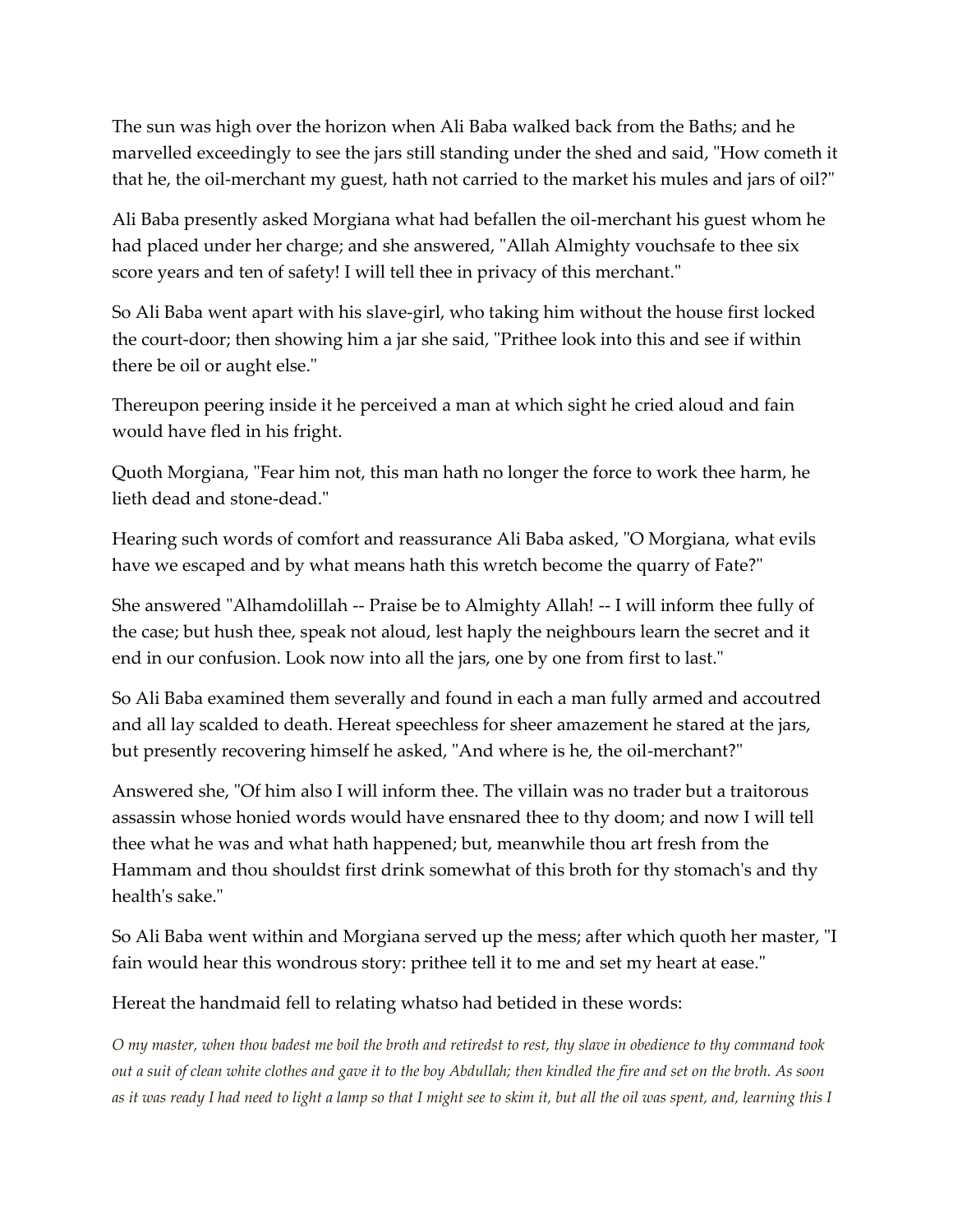The sun was high over the horizon when Ali Baba walked back from the Baths; and he marvelled exceedingly to see the jars still standing under the shed and said, "How cometh it that he, the oil-merchant my guest, hath not carried to the market his mules and jars of oil?"

Ali Baba presently asked Morgiana what had befallen the oil-merchant his guest whom he had placed under her charge; and she answered, "Allah Almighty vouchsafe to thee six score years and ten of safety! I will tell thee in privacy of this merchant."

So Ali Baba went apart with his slave-girl, who taking him without the house first locked the court-door; then showing him a jar she said, "Prithee look into this and see if within there be oil or aught else."

Thereupon peering inside it he perceived a man at which sight he cried aloud and fain would have fled in his fright.

Quoth Morgiana, "Fear him not, this man hath no longer the force to work thee harm, he lieth dead and stone-dead."

Hearing such words of comfort and reassurance Ali Baba asked, "O Morgiana, what evils have we escaped and by what means hath this wretch become the quarry of Fate?"

She answered "Alhamdolillah -- Praise be to Almighty Allah! -- I will inform thee fully of the case; but hush thee, speak not aloud, lest haply the neighbours learn the secret and it end in our confusion. Look now into all the jars, one by one from first to last."

So Ali Baba examined them severally and found in each a man fully armed and accoutred and all lay scalded to death. Hereat speechless for sheer amazement he stared at the jars, but presently recovering himself he asked, "And where is he, the oil-merchant?"

Answered she, "Of him also I will inform thee. The villain was no trader but a traitorous assassin whose honied words would have ensnared thee to thy doom; and now I will tell thee what he was and what hath happened; but, meanwhile thou art fresh from the Hammam and thou shouldst first drink somewhat of this broth for thy stomach's and thy health's sake."

So Ali Baba went within and Morgiana served up the mess; after which quoth her master, "I fain would hear this wondrous story: prithee tell it to me and set my heart at ease."

Hereat the handmaid fell to relating whatso had betided in these words:

*O my master, when thou badest me boil the broth and retiredst to rest, thy slave in obedience to thy command took out a suit of clean white clothes and gave it to the boy Abdullah; then kindled the fire and set on the broth. As soon as it was ready I had need to light a lamp so that I might see to skim it, but all the oil was spent, and, learning this I*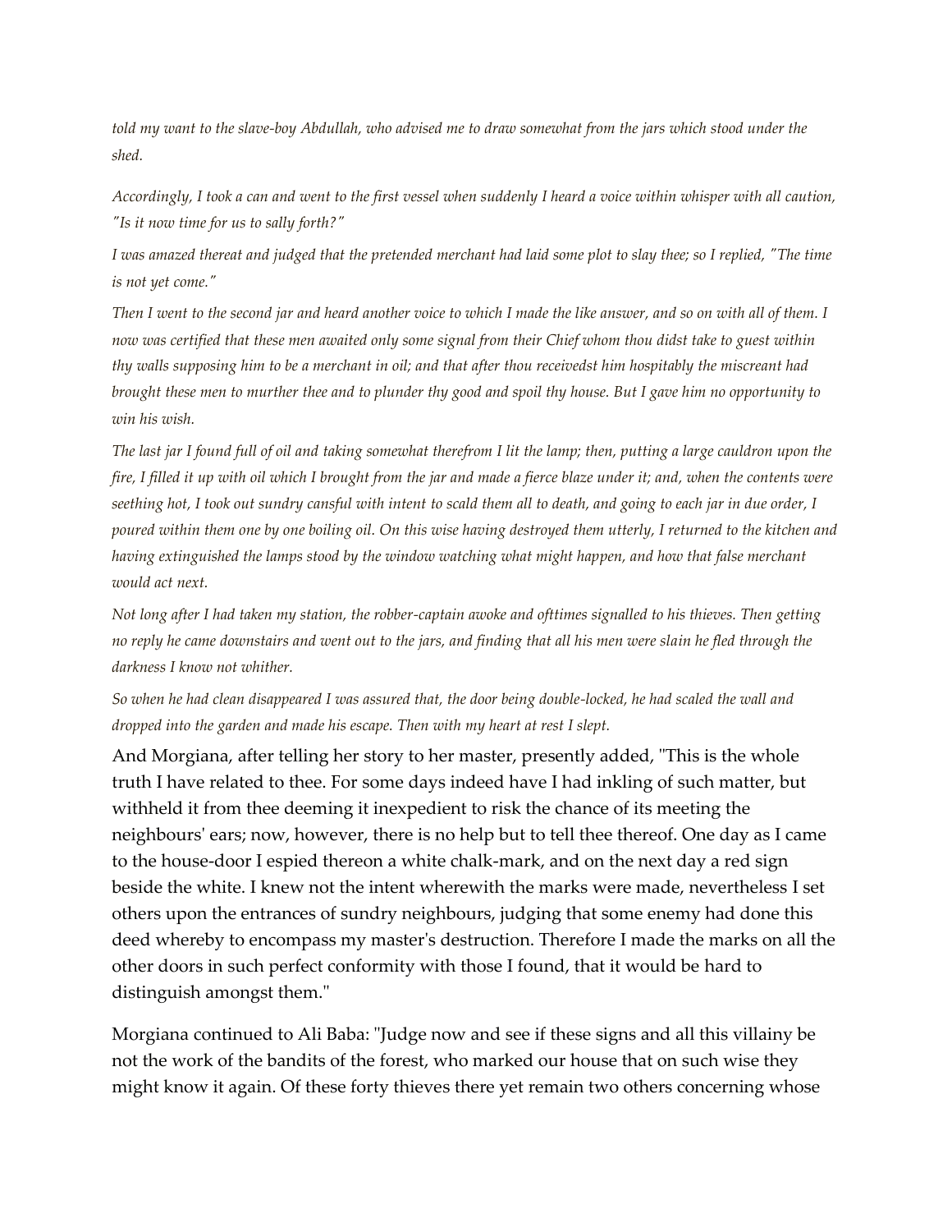*told my want to the slave-boy Abdullah, who advised me to draw somewhat from the jars which stood under the shed.*

*Accordingly, I took a can and went to the first vessel when suddenly I heard a voice within whisper with all caution, "Is it now time for us to sally forth?"*

*I was amazed thereat and judged that the pretended merchant had laid some plot to slay thee; so I replied, "The time is not yet come."*

*Then I went to the second jar and heard another voice to which I made the like answer, and so on with all of them. I now was certified that these men awaited only some signal from their Chief whom thou didst take to guest within thy walls supposing him to be a merchant in oil; and that after thou receivedst him hospitably the miscreant had brought these men to murther thee and to plunder thy good and spoil thy house. But I gave him no opportunity to win his wish.*

*The last jar I found full of oil and taking somewhat therefrom I lit the lamp; then, putting a large cauldron upon the fire, I filled it up with oil which I brought from the jar and made a fierce blaze under it; and, when the contents were seething hot, I took out sundry cansful with intent to scald them all to death, and going to each jar in due order, I poured within them one by one boiling oil. On this wise having destroyed them utterly, I returned to the kitchen and having extinguished the lamps stood by the window watching what might happen, and how that false merchant would act next.*

*Not long after I had taken my station, the robber-captain awoke and ofttimes signalled to his thieves. Then getting no reply he came downstairs and went out to the jars, and finding that all his men were slain he fled through the darkness I know not whither.*

*So when he had clean disappeared I was assured that, the door being double-locked, he had scaled the wall and dropped into the garden and made his escape. Then with my heart at rest I slept.*

And Morgiana, after telling her story to her master, presently added, "This is the whole truth I have related to thee. For some days indeed have I had inkling of such matter, but withheld it from thee deeming it inexpedient to risk the chance of its meeting the neighbours' ears; now, however, there is no help but to tell thee thereof. One day as I came to the house-door I espied thereon a white chalk-mark, and on the next day a red sign beside the white. I knew not the intent wherewith the marks were made, nevertheless I set others upon the entrances of sundry neighbours, judging that some enemy had done this deed whereby to encompass my master's destruction. Therefore I made the marks on all the other doors in such perfect conformity with those I found, that it would be hard to distinguish amongst them."

Morgiana continued to Ali Baba: "Judge now and see if these signs and all this villainy be not the work of the bandits of the forest, who marked our house that on such wise they might know it again. Of these forty thieves there yet remain two others concerning whose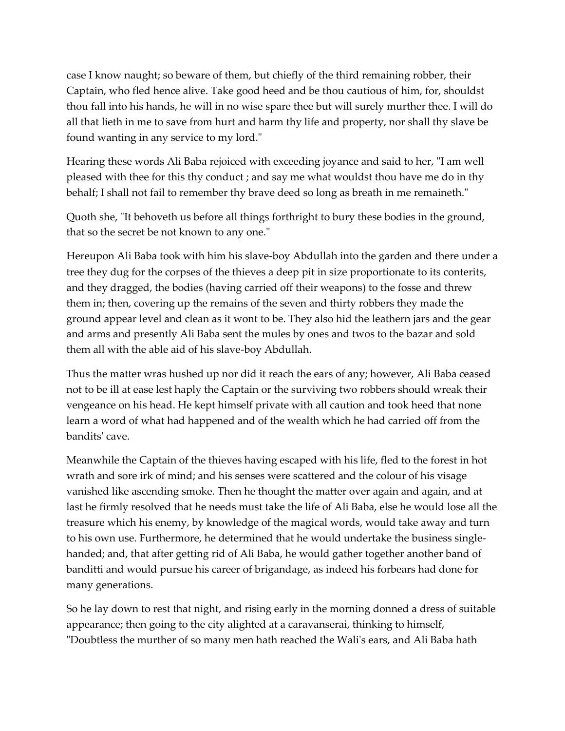case I know naught; so beware of them, but chiefly of the third remaining robber, their Captain, who fled hence alive. Take good heed and be thou cautious of him, for, shouldst thou fall into his hands, he will in no wise spare thee but will surely murther thee. I will do all that lieth in me to save from hurt and harm thy life and property, nor shall thy slave be found wanting in any service to my lord."

Hearing these words Ali Baba rejoiced with exceeding joyance and said to her, "I am well pleased with thee for this thy conduct ; and say me what wouldst thou have me do in thy behalf; I shall not fail to remember thy brave deed so long as breath in me remaineth."

Quoth she, "It behoveth us before all things forthright to bury these bodies in the ground, that so the secret be not known to any one."

Hereupon Ali Baba took with him his slave-boy Abdullah into the garden and there under a tree they dug for the corpses of the thieves a deep pit in size proportionate to its conterits, and they dragged, the bodies (having carried off their weapons) to the fosse and threw them in; then, covering up the remains of the seven and thirty robbers they made the ground appear level and clean as it wont to be. They also hid the leathern jars and the gear and arms and presently Ali Baba sent the mules by ones and twos to the bazar and sold them all with the able aid of his slave-boy Abdullah.

Thus the matter wras hushed up nor did it reach the ears of any; however, Ali Baba ceased not to be ill at ease lest haply the Captain or the surviving two robbers should wreak their vengeance on his head. He kept himself private with all caution and took heed that none learn a word of what had happened and of the wealth which he had carried off from the bandits' cave.

Meanwhile the Captain of the thieves having escaped with his life, fled to the forest in hot wrath and sore irk of mind; and his senses were scattered and the colour of his visage vanished like ascending smoke. Then he thought the matter over again and again, and at last he firmly resolved that he needs must take the life of Ali Baba, else he would lose all the treasure which his enemy, by knowledge of the magical words, would take away and turn to his own use. Furthermore, he determined that he would undertake the business single-handed; and, that after getting rid of Ali Baba, he would gather together another band of banditti and would pursue his career of brigandage, as indeed his forbears had done for many generations.

So he lay down to rest that night, and rising early in the morning donned a dress of suitable appearance; then going to the city alighted at a caravanserai, thinking to himself, "Doubtless the murther of so many men hath reached the Wali's ears, and Ali Baba hath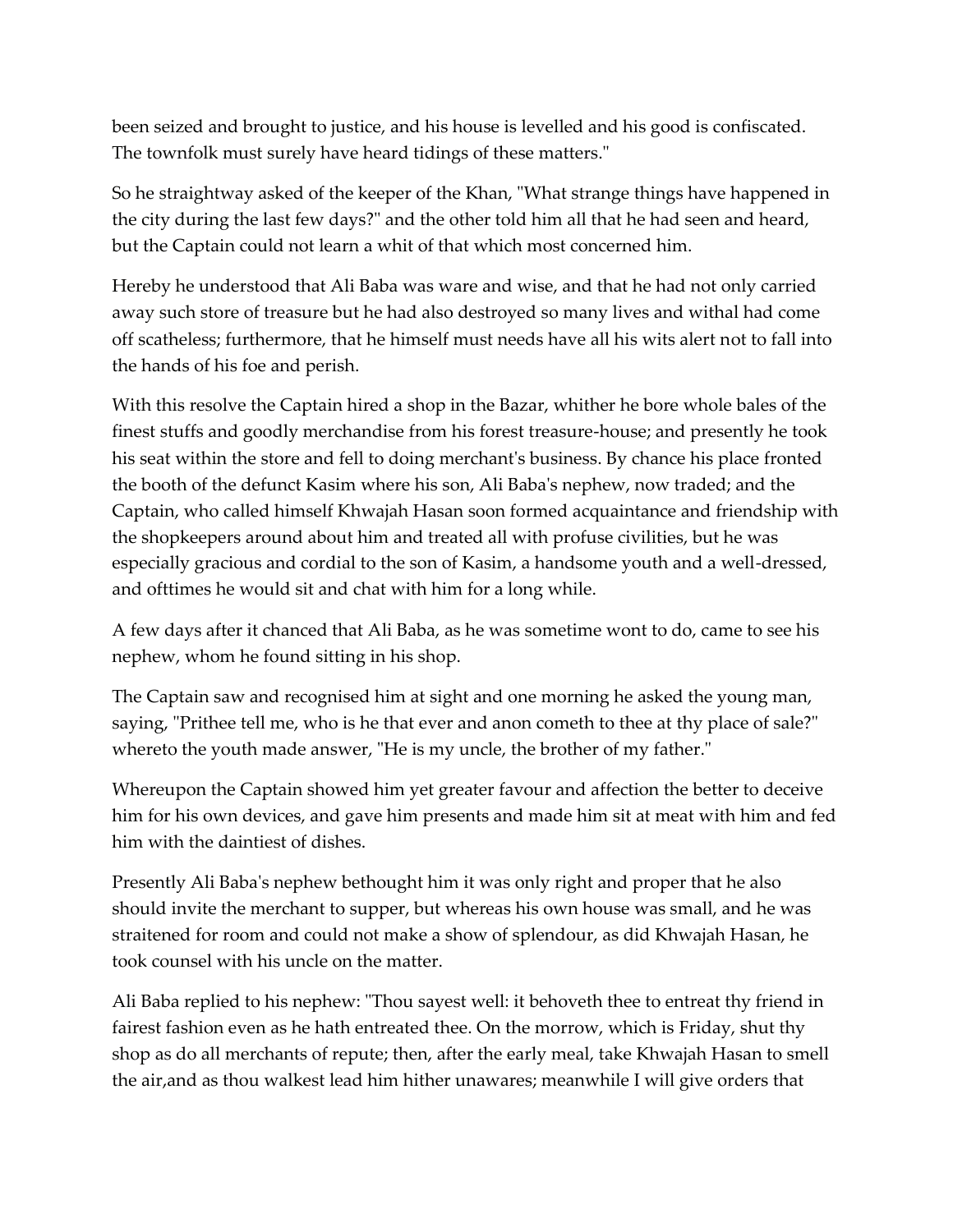been seized and brought to justice, and his house is levelled and his good is confiscated. The townfolk must surely have heard tidings of these matters."

So he straightway asked of the keeper of the Khan, "What strange things have happened in the city during the last few days?" and the other told him all that he had seen and heard, but the Captain could not learn a whit of that which most concerned him.

Hereby he understood that Ali Baba was ware and wise, and that he had not only carried away such store of treasure but he had also destroyed so many lives and withal had come off scatheless; furthermore, that he himself must needs have all his wits alert not to fall into the hands of his foe and perish.

With this resolve the Captain hired a shop in the Bazar, whither he bore whole bales of the finest stuffs and goodly merchandise from his forest treasure-house; and presently he took his seat within the store and fell to doing merchant's business. By chance his place fronted the booth of the defunct Kasim where his son, Ali Baba's nephew, now traded; and the Captain, who called himself Khwajah Hasan soon formed acquaintance and friendship with the shopkeepers around about him and treated all with profuse civilities, but he was especially gracious and cordial to the son of Kasim, a handsome youth and a well-dressed, and ofttimes he would sit and chat with him for a long while.

A few days after it chanced that Ali Baba, as he was sometime wont to do, came to see his nephew, whom he found sitting in his shop.

The Captain saw and recognised him at sight and one morning he asked the young man, saying, "Prithee tell me, who is he that ever and anon cometh to thee at thy place of sale?" whereto the youth made answer, "He is my uncle, the brother of my father."

Whereupon the Captain showed him yet greater favour and affection the better to deceive him for his own devices, and gave him presents and made him sit at meat with him and fed him with the daintiest of dishes.

Presently Ali Baba's nephew bethought him it was only right and proper that he also should invite the merchant to supper, but whereas his own house was small, and he was straitened for room and could not make a show of splendour, as did Khwajah Hasan, he took counsel with his uncle on the matter.

Ali Baba replied to his nephew: "Thou sayest well: it behoveth thee to entreat thy friend in fairest fashion even as he hath entreated thee. On the morrow, which is Friday, shut thy shop as do all merchants of repute; then, after the early meal, take Khwajah Hasan to smell the air,and as thou walkest lead him hither unawares; meanwhile I will give orders that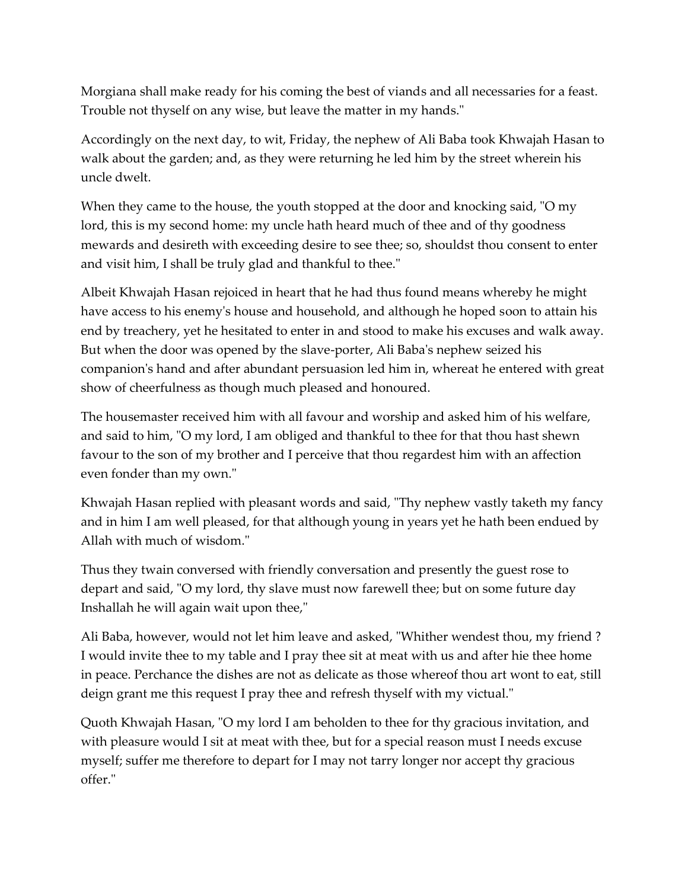Morgiana shall make ready for his coming the best of viands and all necessaries for a feast. Trouble not thyself on any wise, but leave the matter in my hands."

Accordingly on the next day, to wit, Friday, the nephew of Ali Baba took Khwajah Hasan to walk about the garden; and, as they were returning he led him by the street wherein his uncle dwelt.

When they came to the house, the youth stopped at the door and knocking said, "O my lord, this is my second home: my uncle hath heard much of thee and of thy goodness mewards and desireth with exceeding desire to see thee; so, shouldst thou consent to enter and visit him, I shall be truly glad and thankful to thee."

Albeit Khwajah Hasan rejoiced in heart that he had thus found means whereby he might have access to his enemy's house and household, and although he hoped soon to attain his end by treachery, yet he hesitated to enter in and stood to make his excuses and walk away. But when the door was opened by the slave-porter, Ali Baba's nephew seized his companion's hand and after abundant persuasion led him in, whereat he entered with great show of cheerfulness as though much pleased and honoured.

The housemaster received him with all favour and worship and asked him of his welfare, and said to him, "O my lord, I am obliged and thankful to thee for that thou hast shewn favour to the son of my brother and I perceive that thou regardest him with an affection even fonder than my own."

Khwajah Hasan replied with pleasant words and said, "Thy nephew vastly taketh my fancy and in him I am well pleased, for that although young in years yet he hath been endued by Allah with much of wisdom."

Thus they twain conversed with friendly conversation and presently the guest rose to depart and said, "O my lord, thy slave must now farewell thee; but on some future day Inshallah he will again wait upon thee,"

Ali Baba, however, would not let him leave and asked, "Whither wendest thou, my friend ? I would invite thee to my table and I pray thee sit at meat with us and after hie thee home in peace. Perchance the dishes are not as delicate as those whereof thou art wont to eat, still deign grant me this request I pray thee and refresh thyself with my victual."

Quoth Khwajah Hasan, "O my lord I am beholden to thee for thy gracious invitation, and with pleasure would I sit at meat with thee, but for a special reason must I needs excuse myself; suffer me therefore to depart for I may not tarry longer nor accept thy gracious offer."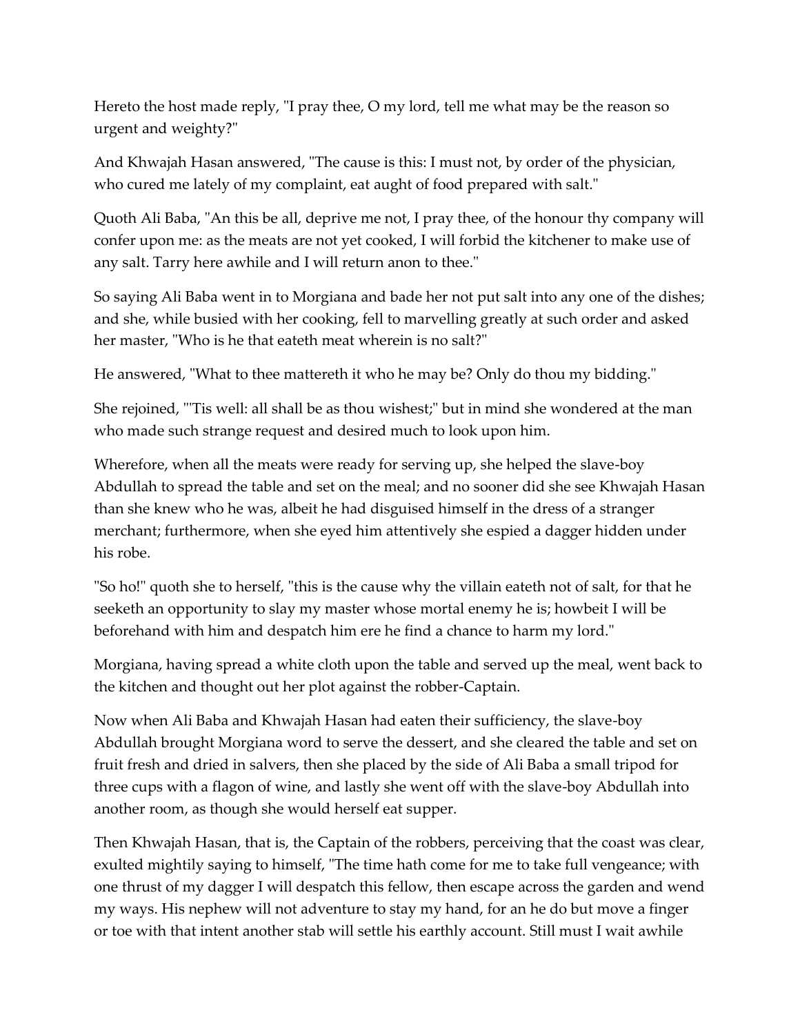Hereto the host made reply, "I pray thee, O my lord, tell me what may be the reason so urgent and weighty?"

And Khwajah Hasan answered, "The cause is this: I must not, by order of the physician, who cured me lately of my complaint, eat aught of food prepared with salt."

Quoth Ali Baba, "An this be all, deprive me not, I pray thee, of the honour thy company will confer upon me: as the meats are not yet cooked, I will forbid the kitchener to make use of any salt. Tarry here awhile and I will return anon to thee."

So saying Ali Baba went in to Morgiana and bade her not put salt into any one of the dishes; and she, while busied with her cooking, fell to marvelling greatly at such order and asked her master, "Who is he that eateth meat wherein is no salt?"

He answered, "What to thee mattereth it who he may be? Only do thou my bidding."

She rejoined, "'Tis well: all shall be as thou wishest;" but in mind she wondered at the man who made such strange request and desired much to look upon him.

Wherefore, when all the meats were ready for serving up, she helped the slave-boy Abdullah to spread the table and set on the meal; and no sooner did she see Khwajah Hasan than she knew who he was, albeit he had disguised himself in the dress of a stranger merchant; furthermore, when she eyed him attentively she espied a dagger hidden under his robe.

"So ho!" quoth she to herself, "this is the cause why the villain eateth not of salt, for that he seeketh an opportunity to slay my master whose mortal enemy he is; howbeit I will be beforehand with him and despatch him ere he find a chance to harm my lord."

Morgiana, having spread a white cloth upon the table and served up the meal, went back to the kitchen and thought out her plot against the robber-Captain.

Now when Ali Baba and Khwajah Hasan had eaten their sufficiency, the slave-boy Abdullah brought Morgiana word to serve the dessert, and she cleared the table and set on fruit fresh and dried in salvers, then she placed by the side of Ali Baba a small tripod for three cups with a flagon of wine, and lastly she went off with the slave-boy Abdullah into another room, as though she would herself eat supper.

Then Khwajah Hasan, that is, the Captain of the robbers, perceiving that the coast was clear, exulted mightily saying to himself, "The time hath come for me to take full vengeance; with one thrust of my dagger I will despatch this fellow, then escape across the garden and wend my ways. His nephew will not adventure to stay my hand, for an he do but move a finger or toe with that intent another stab will settle his earthly account. Still must I wait awhile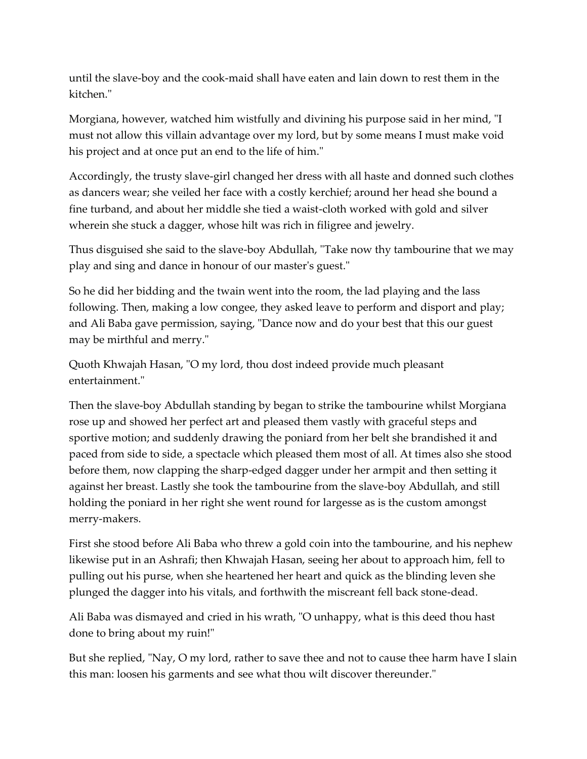until the slave-boy and the cook-maid shall have eaten and lain down to rest them in the kitchen."

Morgiana, however, watched him wistfully and divining his purpose said in her mind, "I must not allow this villain advantage over my lord, but by some means I must make void his project and at once put an end to the life of him."

Accordingly, the trusty slave-girl changed her dress with all haste and donned such clothes as dancers wear; she veiled her face with a costly kerchief; around her head she bound a fine turband, and about her middle she tied a waist-cloth worked with gold and silver wherein she stuck a dagger, whose hilt was rich in filigree and jewelry.

Thus disguised she said to the slave-boy Abdullah, "Take now thy tambourine that we may play and sing and dance in honour of our master's guest."

So he did her bidding and the twain went into the room, the lad playing and the lass following. Then, making a low congee, they asked leave to perform and disport and play; and Ali Baba gave permission, saying, "Dance now and do your best that this our guest may be mirthful and merry."

Quoth Khwajah Hasan, "O my lord, thou dost indeed provide much pleasant entertainment."

Then the slave-boy Abdullah standing by began to strike the tambourine whilst Morgiana rose up and showed her perfect art and pleased them vastly with graceful steps and sportive motion; and suddenly drawing the poniard from her belt she brandished it and paced from side to side, a spectacle which pleased them most of all. At times also she stood before them, now clapping the sharp-edged dagger under her armpit and then setting it against her breast. Lastly she took the tambourine from the slave-boy Abdullah, and still holding the poniard in her right she went round for largesse as is the custom amongst merry-makers.

First she stood before Ali Baba who threw a gold coin into the tambourine, and his nephew likewise put in an Ashrafi; then Khwajah Hasan, seeing her about to approach him, fell to pulling out his purse, when she heartened her heart and quick as the blinding leven she plunged the dagger into his vitals, and forthwith the miscreant fell back stone-dead.

Ali Baba was dismayed and cried in his wrath, "O unhappy, what is this deed thou hast done to bring about my ruin!"

But she replied, "Nay, O my lord, rather to save thee and not to cause thee harm have I slain this man: loosen his garments and see what thou wilt discover thereunder."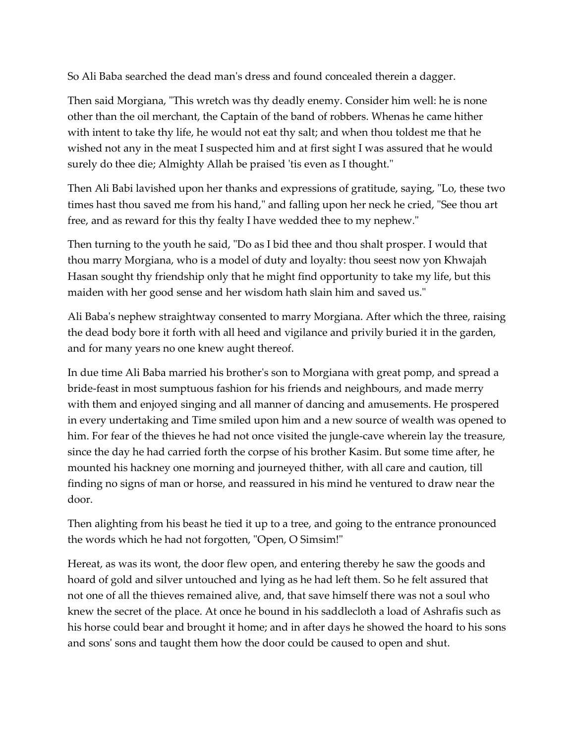So Ali Baba searched the dead man's dress and found concealed therein a dagger.

Then said Morgiana, "This wretch was thy deadly enemy. Consider him well: he is none other than the oil merchant, the Captain of the band of robbers. Whenas he came hither with intent to take thy life, he would not eat thy salt; and when thou toldest me that he wished not any in the meat I suspected him and at first sight I was assured that he would surely do thee die; Almighty Allah be praised 'tis even as I thought."

Then Ali Babi lavished upon her thanks and expressions of gratitude, saying, "Lo, these two times hast thou saved me from his hand," and falling upon her neck he cried, "See thou art free, and as reward for this thy fealty I have wedded thee to my nephew."

Then turning to the youth he said, "Do as I bid thee and thou shalt prosper. I would that thou marry Morgiana, who is a model of duty and loyalty: thou seest now yon Khwajah Hasan sought thy friendship only that he might find opportunity to take my life, but this maiden with her good sense and her wisdom hath slain him and saved us."

Ali Baba's nephew straightway consented to marry Morgiana. After which the three, raising the dead body bore it forth with all heed and vigilance and privily buried it in the garden, and for many years no one knew aught thereof.

In due time Ali Baba married his brother's son to Morgiana with great pomp, and spread a bride-feast in most sumptuous fashion for his friends and neighbours, and made merry with them and enjoyed singing and all manner of dancing and amusements. He prospered in every undertaking and Time smiled upon him and a new source of wealth was opened to him. For fear of the thieves he had not once visited the jungle-cave wherein lay the treasure, since the day he had carried forth the corpse of his brother Kasim. But some time after, he mounted his hackney one morning and journeyed thither, with all care and caution, till finding no signs of man or horse, and reassured in his mind he ventured to draw near the door.

Then alighting from his beast he tied it up to a tree, and going to the entrance pronounced the words which he had not forgotten, "Open, O Simsim!"

Hereat, as was its wont, the door flew open, and entering thereby he saw the goods and hoard of gold and silver untouched and lying as he had left them. So he felt assured that not one of all the thieves remained alive, and, that save himself there was not a soul who knew the secret of the place. At once he bound in his saddlecloth a load of Ashrafis such as his horse could bear and brought it home; and in after days he showed the hoard to his sons and sons' sons and taught them how the door could be caused to open and shut.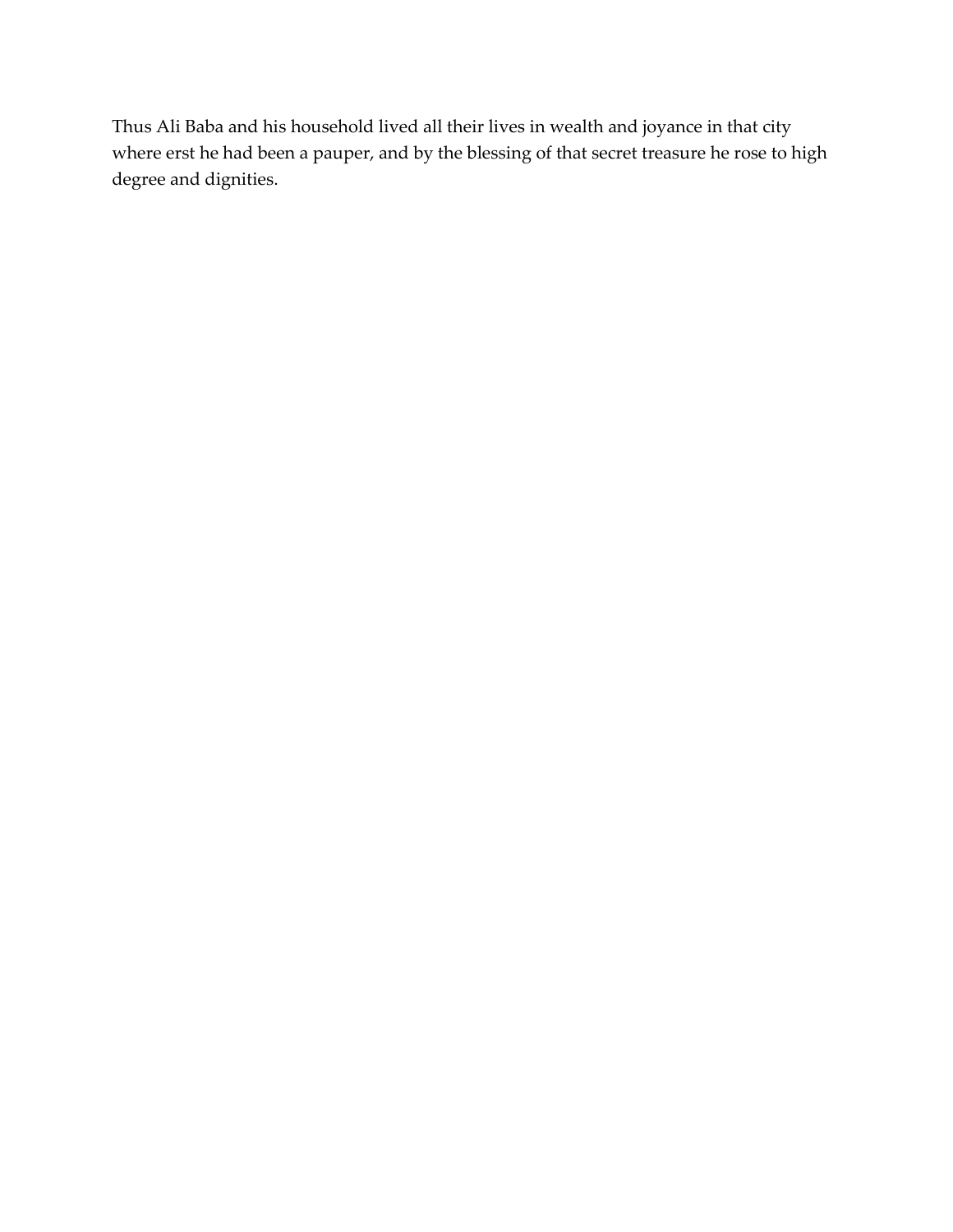Thus Ali Baba and his household lived all their lives in wealth and joyance in that city where erst he had been a pauper, and by the blessing of that secret treasure he rose to high degree and dignities.